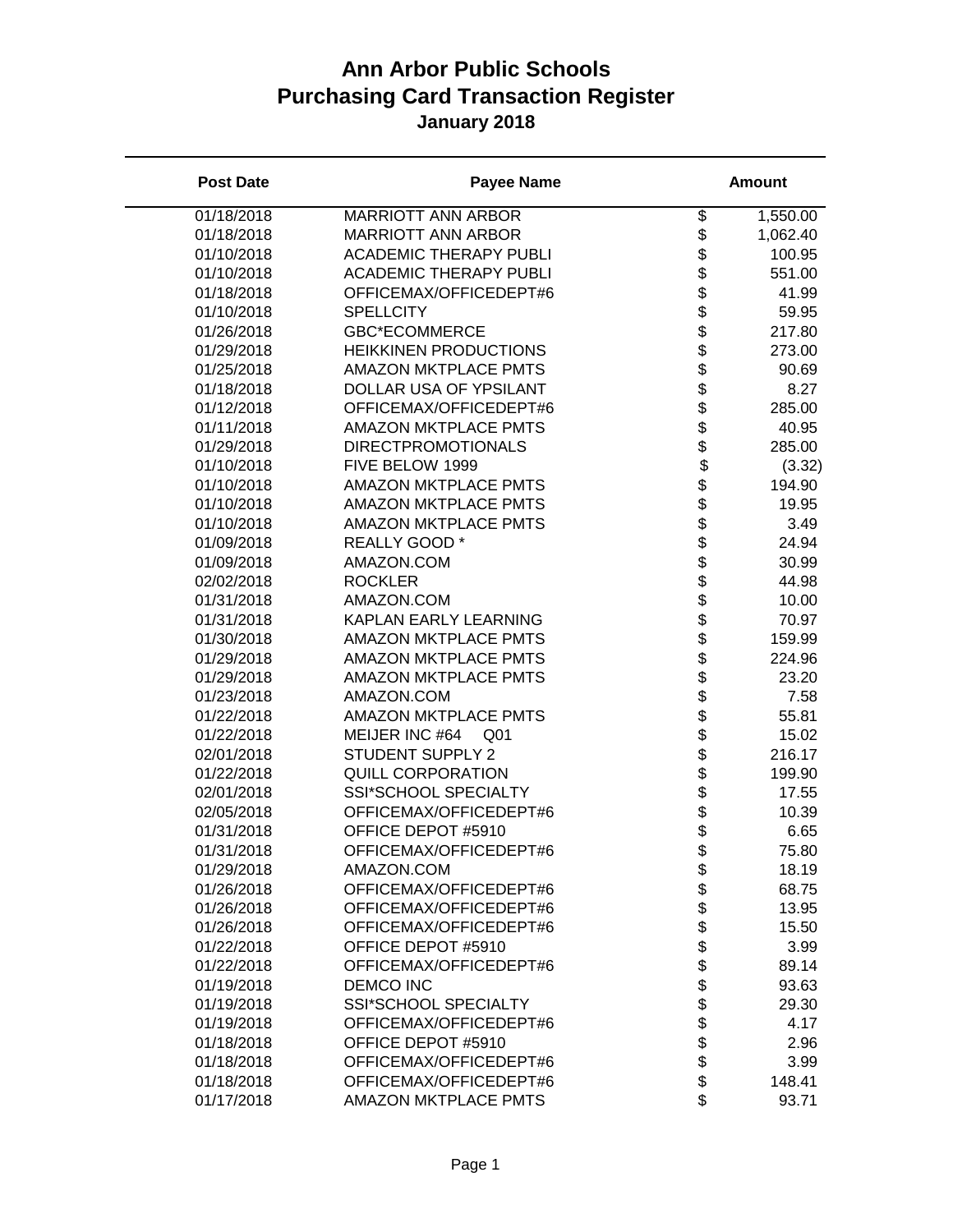# Ann Arbor Public Schools
## Purchasing Card Transaction Register
### January 2018

| Post Date | Payee Name | Amount |
|---|---|---|
| 01/18/2018 | MARRIOTT ANN ARBOR | $ 1,550.00 |
| 01/18/2018 | MARRIOTT ANN ARBOR | $ 1,062.40 |
| 01/10/2018 | ACADEMIC THERAPY PUBLI | $ 100.95 |
| 01/10/2018 | ACADEMIC THERAPY PUBLI | $ 551.00 |
| 01/18/2018 | OFFICEMAX/OFFICEDEPT#6 | $ 41.99 |
| 01/10/2018 | SPELLCITY | $ 59.95 |
| 01/26/2018 | GBC*ECOMMERCE | $ 217.80 |
| 01/29/2018 | HEIKKINEN PRODUCTIONS | $ 273.00 |
| 01/25/2018 | AMAZON MKTPLACE PMTS | $ 90.69 |
| 01/18/2018 | DOLLAR USA OF YPSILANT | $ 8.27 |
| 01/12/2018 | OFFICEMAX/OFFICEDEPT#6 | $ 285.00 |
| 01/11/2018 | AMAZON MKTPLACE PMTS | $ 40.95 |
| 01/29/2018 | DIRECTPROMOTIONALS | $ 285.00 |
| 01/10/2018 | FIVE BELOW 1999 | $ (3.32) |
| 01/10/2018 | AMAZON MKTPLACE PMTS | $ 194.90 |
| 01/10/2018 | AMAZON MKTPLACE PMTS | $ 19.95 |
| 01/10/2018 | AMAZON MKTPLACE PMTS | $ 3.49 |
| 01/09/2018 | REALLY GOOD * | $ 24.94 |
| 01/09/2018 | AMAZON.COM | $ 30.99 |
| 02/02/2018 | ROCKLER | $ 44.98 |
| 01/31/2018 | AMAZON.COM | $ 10.00 |
| 01/31/2018 | KAPLAN EARLY LEARNING | $ 70.97 |
| 01/30/2018 | AMAZON MKTPLACE PMTS | $ 159.99 |
| 01/29/2018 | AMAZON MKTPLACE PMTS | $ 224.96 |
| 01/29/2018 | AMAZON MKTPLACE PMTS | $ 23.20 |
| 01/23/2018 | AMAZON.COM | $ 7.58 |
| 01/22/2018 | AMAZON MKTPLACE PMTS | $ 55.81 |
| 01/22/2018 | MEIJER INC #64 Q01 | $ 15.02 |
| 02/01/2018 | STUDENT SUPPLY 2 | $ 216.17 |
| 01/22/2018 | QUILL CORPORATION | $ 199.90 |
| 02/01/2018 | SSI*SCHOOL SPECIALTY | $ 17.55 |
| 02/05/2018 | OFFICEMAX/OFFICEDEPT#6 | $ 10.39 |
| 01/31/2018 | OFFICE DEPOT #5910 | $ 6.65 |
| 01/31/2018 | OFFICEMAX/OFFICEDEPT#6 | $ 75.80 |
| 01/29/2018 | AMAZON.COM | $ 18.19 |
| 01/26/2018 | OFFICEMAX/OFFICEDEPT#6 | $ 68.75 |
| 01/26/2018 | OFFICEMAX/OFFICEDEPT#6 | $ 13.95 |
| 01/26/2018 | OFFICEMAX/OFFICEDEPT#6 | $ 15.50 |
| 01/22/2018 | OFFICE DEPOT #5910 | $ 3.99 |
| 01/22/2018 | OFFICEMAX/OFFICEDEPT#6 | $ 89.14 |
| 01/19/2018 | DEMCO INC | $ 93.63 |
| 01/19/2018 | SSI*SCHOOL SPECIALTY | $ 29.30 |
| 01/19/2018 | OFFICEMAX/OFFICEDEPT#6 | $ 4.17 |
| 01/18/2018 | OFFICE DEPOT #5910 | $ 2.96 |
| 01/18/2018 | OFFICEMAX/OFFICEDEPT#6 | $ 3.99 |
| 01/18/2018 | OFFICEMAX/OFFICEDEPT#6 | $ 148.41 |
| 01/17/2018 | AMAZON MKTPLACE PMTS | $ 93.71 |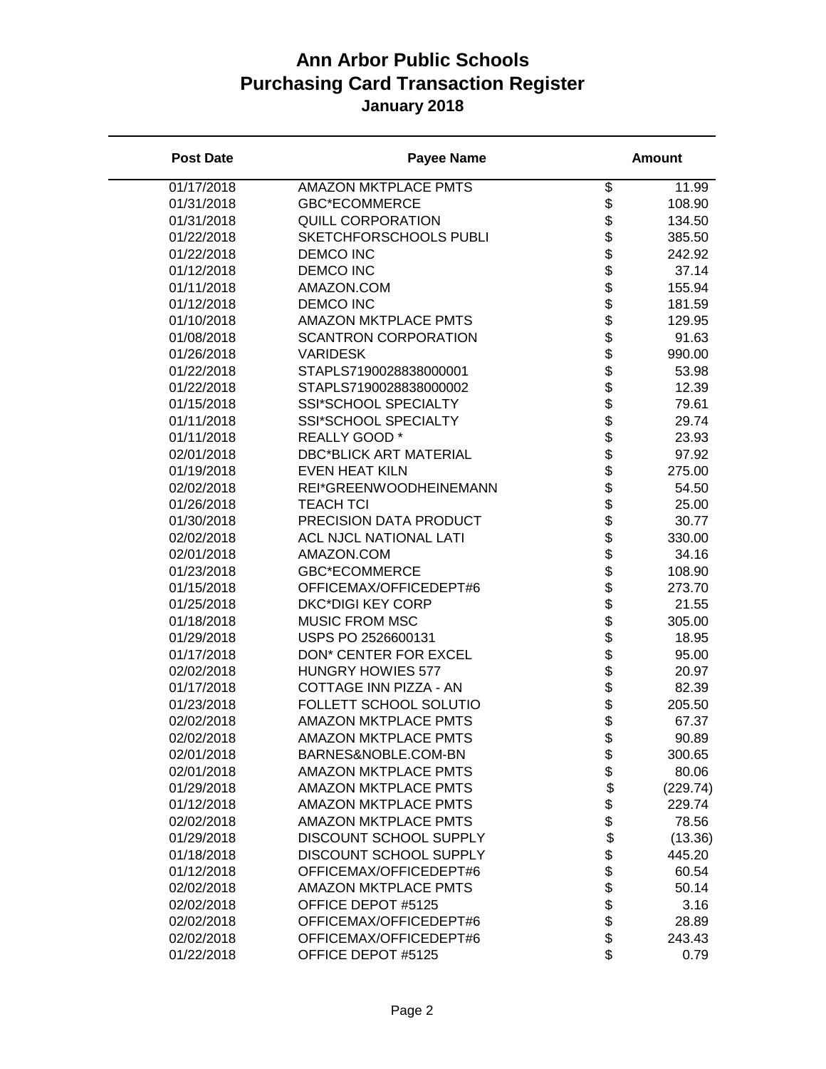# Ann Arbor Public Schools
# Purchasing Card Transaction Register
### January 2018

| Post Date | Payee Name | Amount |
|---|---|---|
| 01/17/2018 | AMAZON MKTPLACE PMTS | $ 11.99 |
| 01/31/2018 | GBC*ECOMMERCE | $ 108.90 |
| 01/31/2018 | QUILL CORPORATION | $ 134.50 |
| 01/22/2018 | SKETCHFORSCHOOLS PUBLI | $ 385.50 |
| 01/22/2018 | DEMCO INC | $ 242.92 |
| 01/12/2018 | DEMCO INC | $ 37.14 |
| 01/11/2018 | AMAZON.COM | $ 155.94 |
| 01/12/2018 | DEMCO INC | $ 181.59 |
| 01/10/2018 | AMAZON MKTPLACE PMTS | $ 129.95 |
| 01/08/2018 | SCANTRON CORPORATION | $ 91.63 |
| 01/26/2018 | VARIDESK | $ 990.00 |
| 01/22/2018 | STAPLS7190028838000001 | $ 53.98 |
| 01/22/2018 | STAPLS7190028838000002 | $ 12.39 |
| 01/15/2018 | SSI*SCHOOL SPECIALTY | $ 79.61 |
| 01/11/2018 | SSI*SCHOOL SPECIALTY | $ 29.74 |
| 01/11/2018 | REALLY GOOD * | $ 23.93 |
| 02/01/2018 | DBC*BLICK ART MATERIAL | $ 97.92 |
| 01/19/2018 | EVEN HEAT KILN | $ 275.00 |
| 02/02/2018 | REI*GREENWOODHEINEMANN | $ 54.50 |
| 01/26/2018 | TEACH TCI | $ 25.00 |
| 01/30/2018 | PRECISION DATA PRODUCT | $ 30.77 |
| 02/02/2018 | ACL NJCL NATIONAL LATI | $ 330.00 |
| 02/01/2018 | AMAZON.COM | $ 34.16 |
| 01/23/2018 | GBC*ECOMMERCE | $ 108.90 |
| 01/15/2018 | OFFICEMAX/OFFICEDEPT#6 | $ 273.70 |
| 01/25/2018 | DKC*DIGI KEY CORP | $ 21.55 |
| 01/18/2018 | MUSIC FROM MSC | $ 305.00 |
| 01/29/2018 | USPS PO 2526600131 | $ 18.95 |
| 01/17/2018 | DON* CENTER FOR EXCEL | $ 95.00 |
| 02/02/2018 | HUNGRY HOWIES 577 | $ 20.97 |
| 01/17/2018 | COTTAGE INN PIZZA - AN | $ 82.39 |
| 01/23/2018 | FOLLETT SCHOOL SOLUTIO | $ 205.50 |
| 02/02/2018 | AMAZON MKTPLACE PMTS | $ 67.37 |
| 02/02/2018 | AMAZON MKTPLACE PMTS | $ 90.89 |
| 02/01/2018 | BARNES&NOBLE.COM-BN | $ 300.65 |
| 02/01/2018 | AMAZON MKTPLACE PMTS | $ 80.06 |
| 01/29/2018 | AMAZON MKTPLACE PMTS | $ (229.74) |
| 01/12/2018 | AMAZON MKTPLACE PMTS | $ 229.74 |
| 02/02/2018 | AMAZON MKTPLACE PMTS | $ 78.56 |
| 01/29/2018 | DISCOUNT SCHOOL SUPPLY | $ (13.36) |
| 01/18/2018 | DISCOUNT SCHOOL SUPPLY | $ 445.20 |
| 01/12/2018 | OFFICEMAX/OFFICEDEPT#6 | $ 60.54 |
| 02/02/2018 | AMAZON MKTPLACE PMTS | $ 50.14 |
| 02/02/2018 | OFFICE DEPOT #5125 | $ 3.16 |
| 02/02/2018 | OFFICEMAX/OFFICEDEPT#6 | $ 28.89 |
| 02/02/2018 | OFFICEMAX/OFFICEDEPT#6 | $ 243.43 |
| 01/22/2018 | OFFICE DEPOT #5125 | $ 0.79 |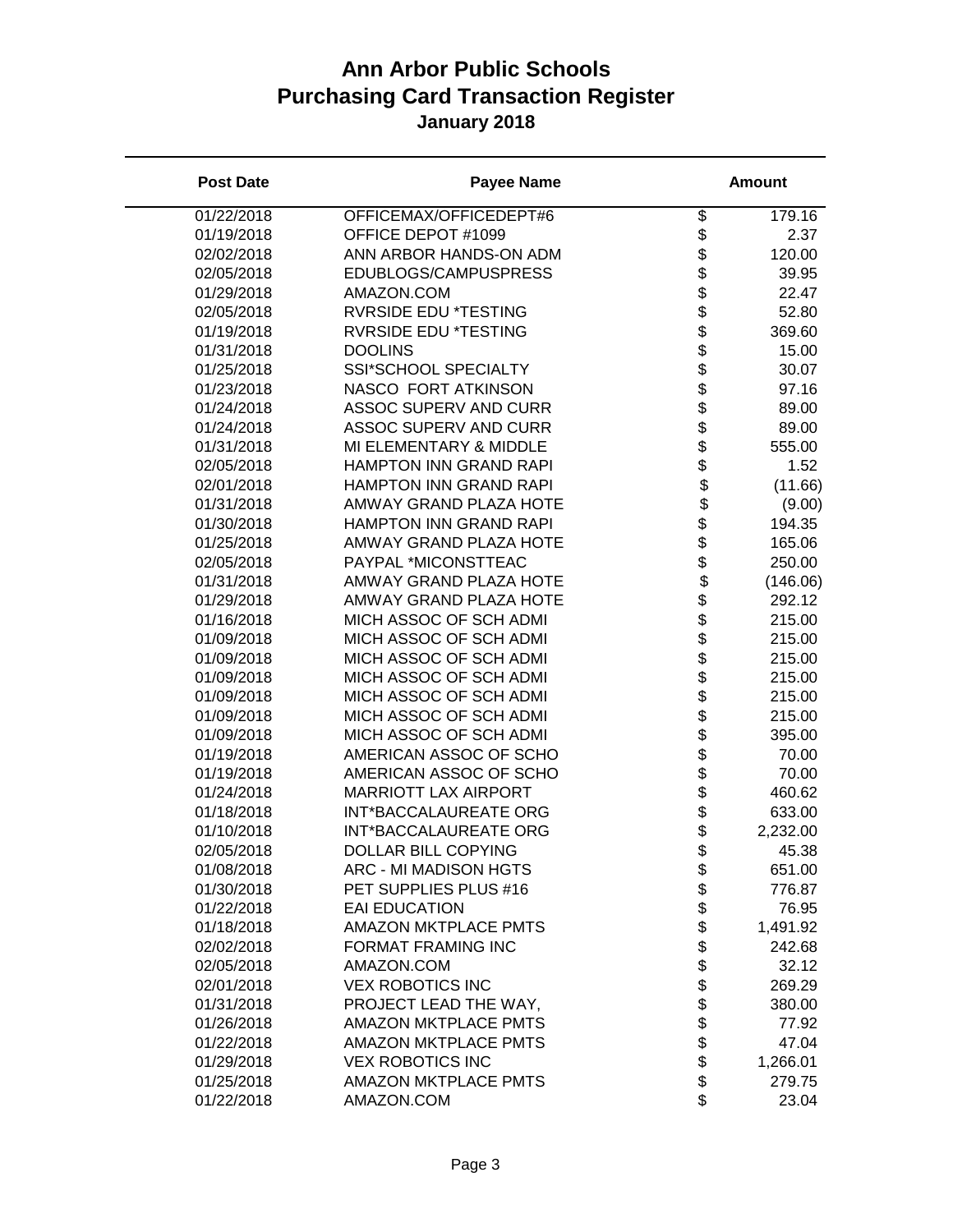# Ann Arbor Public Schools
# Purchasing Card Transaction Register
### January 2018

| Post Date | Payee Name | Amount |
|---|---|---|
| 01/22/2018 | OFFICEMAX/OFFICEDEPT#6 | $ 179.16 |
| 01/19/2018 | OFFICE DEPOT #1099 | $ 2.37 |
| 02/02/2018 | ANN ARBOR HANDS-ON ADM | $ 120.00 |
| 02/05/2018 | EDUBLOGS/CAMPUSPRESS | $ 39.95 |
| 01/29/2018 | AMAZON.COM | $ 22.47 |
| 02/05/2018 | RVRSIDE EDU *TESTING | $ 52.80 |
| 01/19/2018 | RVRSIDE EDU *TESTING | $ 369.60 |
| 01/31/2018 | DOOLINS | $ 15.00 |
| 01/25/2018 | SSI*SCHOOL SPECIALTY | $ 30.07 |
| 01/23/2018 | NASCO FORT ATKINSON | $ 97.16 |
| 01/24/2018 | ASSOC SUPERV AND CURR | $ 89.00 |
| 01/24/2018 | ASSOC SUPERV AND CURR | $ 89.00 |
| 01/31/2018 | MI ELEMENTARY & MIDDLE | $ 555.00 |
| 02/05/2018 | HAMPTON INN GRAND RAPI | $ 1.52 |
| 02/01/2018 | HAMPTON INN GRAND RAPI | $ (11.66) |
| 01/31/2018 | AMWAY GRAND PLAZA HOTE | $ (9.00) |
| 01/30/2018 | HAMPTON INN GRAND RAPI | $ 194.35 |
| 01/25/2018 | AMWAY GRAND PLAZA HOTE | $ 165.06 |
| 02/05/2018 | PAYPAL *MICONSTTEAC | $ 250.00 |
| 01/31/2018 | AMWAY GRAND PLAZA HOTE | $ (146.06) |
| 01/29/2018 | AMWAY GRAND PLAZA HOTE | $ 292.12 |
| 01/16/2018 | MICH ASSOC OF SCH ADMI | $ 215.00 |
| 01/09/2018 | MICH ASSOC OF SCH ADMI | $ 215.00 |
| 01/09/2018 | MICH ASSOC OF SCH ADMI | $ 215.00 |
| 01/09/2018 | MICH ASSOC OF SCH ADMI | $ 215.00 |
| 01/09/2018 | MICH ASSOC OF SCH ADMI | $ 215.00 |
| 01/09/2018 | MICH ASSOC OF SCH ADMI | $ 215.00 |
| 01/09/2018 | MICH ASSOC OF SCH ADMI | $ 395.00 |
| 01/19/2018 | AMERICAN ASSOC OF SCHO | $ 70.00 |
| 01/19/2018 | AMERICAN ASSOC OF SCHO | $ 70.00 |
| 01/24/2018 | MARRIOTT LAX AIRPORT | $ 460.62 |
| 01/18/2018 | INT*BACCALAUREATE ORG | $ 633.00 |
| 01/10/2018 | INT*BACCALAUREATE ORG | $ 2,232.00 |
| 02/05/2018 | DOLLAR BILL COPYING | $ 45.38 |
| 01/08/2018 | ARC - MI MADISON HGTS | $ 651.00 |
| 01/30/2018 | PET SUPPLIES PLUS #16 | $ 776.87 |
| 01/22/2018 | EAI EDUCATION | $ 76.95 |
| 01/18/2018 | AMAZON MKTPLACE PMTS | $ 1,491.92 |
| 02/02/2018 | FORMAT FRAMING INC | $ 242.68 |
| 02/05/2018 | AMAZON.COM | $ 32.12 |
| 02/01/2018 | VEX ROBOTICS INC | $ 269.29 |
| 01/31/2018 | PROJECT LEAD THE WAY, | $ 380.00 |
| 01/26/2018 | AMAZON MKTPLACE PMTS | $ 77.92 |
| 01/22/2018 | AMAZON MKTPLACE PMTS | $ 47.04 |
| 01/29/2018 | VEX ROBOTICS INC | $ 1,266.01 |
| 01/25/2018 | AMAZON MKTPLACE PMTS | $ 279.75 |
| 01/22/2018 | AMAZON.COM | $ 23.04 |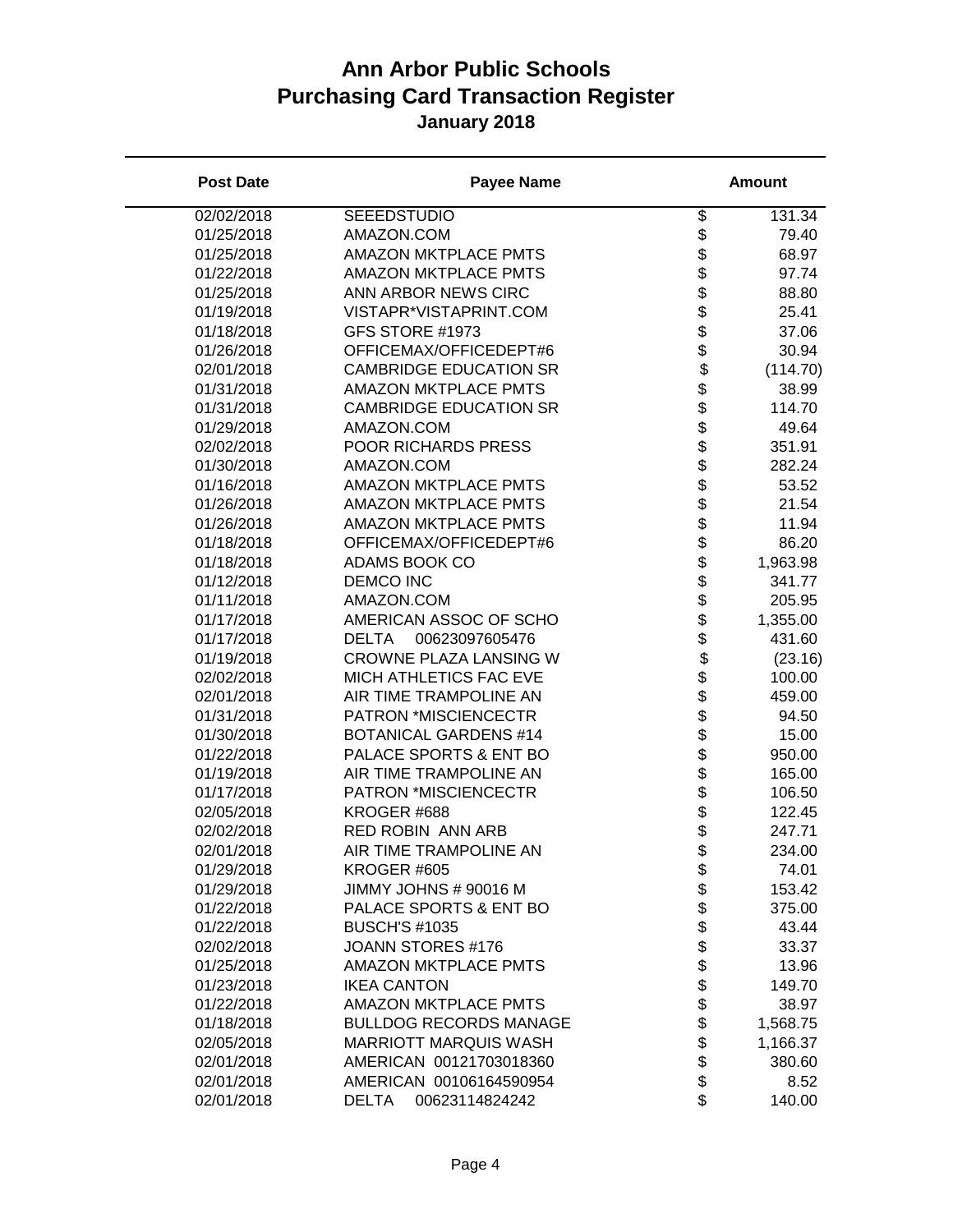# Ann Arbor Public Schools
## Purchasing Card Transaction Register
### January 2018

| Post Date | Payee Name | Amount |
|---|---|---|
| 02/02/2018 | SEEEDSTUDIO | $ 131.34 |
| 01/25/2018 | AMAZON.COM | $ 79.40 |
| 01/25/2018 | AMAZON MKTPLACE PMTS | $ 68.97 |
| 01/22/2018 | AMAZON MKTPLACE PMTS | $ 97.74 |
| 01/25/2018 | ANN ARBOR NEWS CIRC | $ 88.80 |
| 01/19/2018 | VISTAPR*VISTAPRINT.COM | $ 25.41 |
| 01/18/2018 | GFS STORE #1973 | $ 37.06 |
| 01/26/2018 | OFFICEMAX/OFFICEDEPT#6 | $ 30.94 |
| 02/01/2018 | CAMBRIDGE EDUCATION SR | $ (114.70) |
| 01/31/2018 | AMAZON MKTPLACE PMTS | $ 38.99 |
| 01/31/2018 | CAMBRIDGE EDUCATION SR | $ 114.70 |
| 01/29/2018 | AMAZON.COM | $ 49.64 |
| 02/02/2018 | POOR RICHARDS PRESS | $ 351.91 |
| 01/30/2018 | AMAZON.COM | $ 282.24 |
| 01/16/2018 | AMAZON MKTPLACE PMTS | $ 53.52 |
| 01/26/2018 | AMAZON MKTPLACE PMTS | $ 21.54 |
| 01/26/2018 | AMAZON MKTPLACE PMTS | $ 11.94 |
| 01/18/2018 | OFFICEMAX/OFFICEDEPT#6 | $ 86.20 |
| 01/18/2018 | ADAMS BOOK CO | $ 1,963.98 |
| 01/12/2018 | DEMCO INC | $ 341.77 |
| 01/11/2018 | AMAZON.COM | $ 205.95 |
| 01/17/2018 | AMERICAN ASSOC OF SCHO | $ 1,355.00 |
| 01/17/2018 | DELTA 00623097605476 | $ 431.60 |
| 01/19/2018 | CROWNE PLAZA LANSING W | $ (23.16) |
| 02/02/2018 | MICH ATHLETICS FAC EVE | $ 100.00 |
| 02/01/2018 | AIR TIME TRAMPOLINE AN | $ 459.00 |
| 01/31/2018 | PATRON *MISCIENCECTR | $ 94.50 |
| 01/30/2018 | BOTANICAL GARDENS #14 | $ 15.00 |
| 01/22/2018 | PALACE SPORTS & ENT BO | $ 950.00 |
| 01/19/2018 | AIR TIME TRAMPOLINE AN | $ 165.00 |
| 01/17/2018 | PATRON *MISCIENCECTR | $ 106.50 |
| 02/05/2018 | KROGER #688 | $ 122.45 |
| 02/02/2018 | RED ROBIN ANN ARB | $ 247.71 |
| 02/01/2018 | AIR TIME TRAMPOLINE AN | $ 234.00 |
| 01/29/2018 | KROGER #605 | $ 74.01 |
| 01/29/2018 | JIMMY JOHNS # 90016 M | $ 153.42 |
| 01/22/2018 | PALACE SPORTS & ENT BO | $ 375.00 |
| 01/22/2018 | BUSCH'S #1035 | $ 43.44 |
| 02/02/2018 | JOANN STORES #176 | $ 33.37 |
| 01/25/2018 | AMAZON MKTPLACE PMTS | $ 13.96 |
| 01/23/2018 | IKEA CANTON | $ 149.70 |
| 01/22/2018 | AMAZON MKTPLACE PMTS | $ 38.97 |
| 01/18/2018 | BULLDOG RECORDS MANAGE | $ 1,568.75 |
| 02/05/2018 | MARRIOTT MARQUIS WASH | $ 1,166.37 |
| 02/01/2018 | AMERICAN 00121703018360 | $ 380.60 |
| 02/01/2018 | AMERICAN 00106164590954 | $ 8.52 |
| 02/01/2018 | DELTA 00623114824242 | $ 140.00 |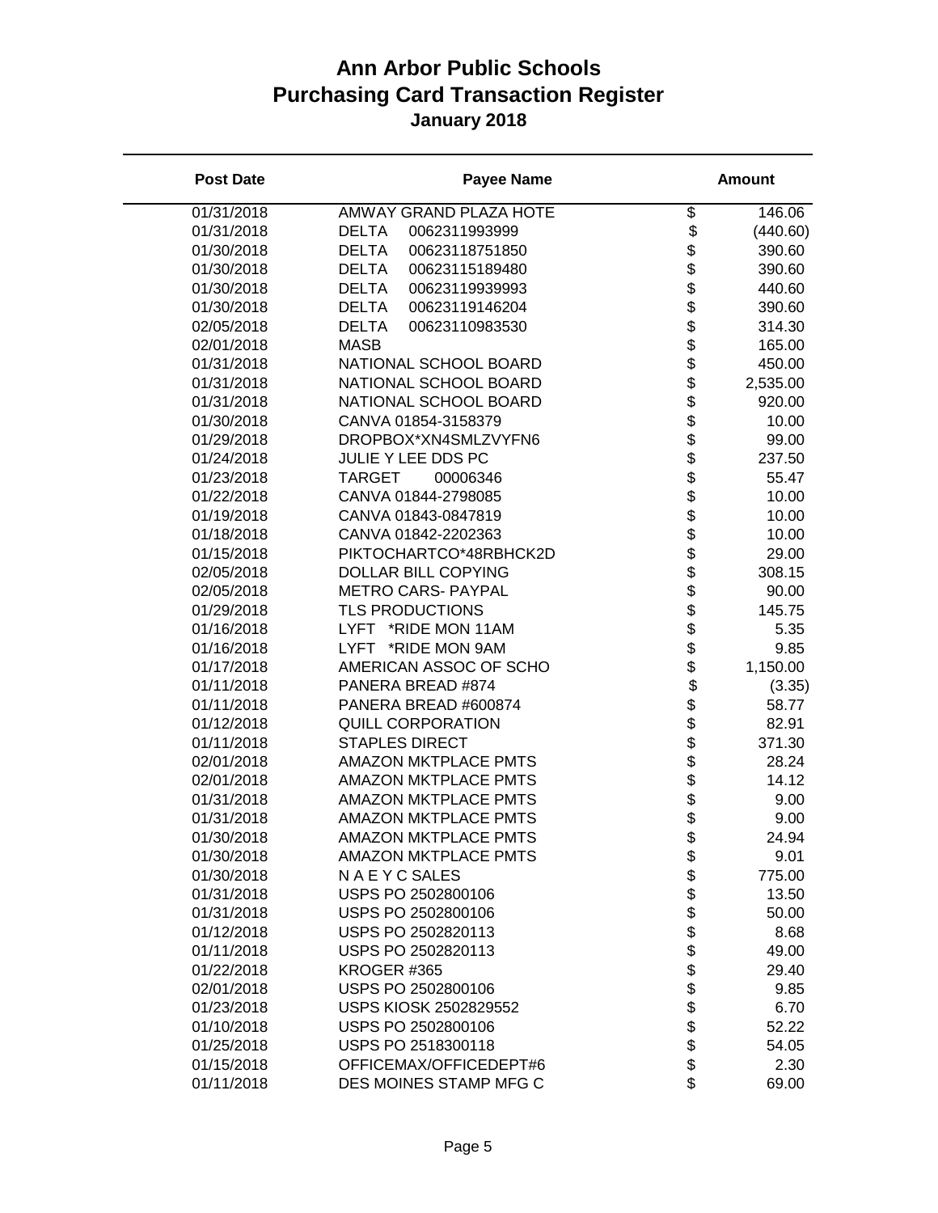# Ann Arbor Public Schools
# Purchasing Card Transaction Register
## January 2018

| Post Date | Payee Name | Amount |
|---|---|---|
| 01/31/2018 | AMWAY GRAND PLAZA HOTE | $ 146.06 |
| 01/31/2018 | DELTA 0062311993999 | $ (440.60) |
| 01/30/2018 | DELTA 00623118751850 | $ 390.60 |
| 01/30/2018 | DELTA 00623115189480 | $ 390.60 |
| 01/30/2018 | DELTA 00623119939993 | $ 440.60 |
| 01/30/2018 | DELTA 00623119146204 | $ 390.60 |
| 02/05/2018 | DELTA 00623110983530 | $ 314.30 |
| 02/01/2018 | MASB | $ 165.00 |
| 01/31/2018 | NATIONAL SCHOOL BOARD | $ 450.00 |
| 01/31/2018 | NATIONAL SCHOOL BOARD | $ 2,535.00 |
| 01/31/2018 | NATIONAL SCHOOL BOARD | $ 920.00 |
| 01/30/2018 | CANVA 01854-3158379 | $ 10.00 |
| 01/29/2018 | DROPBOX*XN4SMLZVYFN6 | $ 99.00 |
| 01/24/2018 | JULIE Y LEE DDS PC | $ 237.50 |
| 01/23/2018 | TARGET 00006346 | $ 55.47 |
| 01/22/2018 | CANVA 01844-2798085 | $ 10.00 |
| 01/19/2018 | CANVA 01843-0847819 | $ 10.00 |
| 01/18/2018 | CANVA 01842-2202363 | $ 10.00 |
| 01/15/2018 | PIKTOCHARTCO*48RBHCK2D | $ 29.00 |
| 02/05/2018 | DOLLAR BILL COPYING | $ 308.15 |
| 02/05/2018 | METRO CARS- PAYPAL | $ 90.00 |
| 01/29/2018 | TLS PRODUCTIONS | $ 145.75 |
| 01/16/2018 | LYFT *RIDE MON 11AM | $ 5.35 |
| 01/16/2018 | LYFT *RIDE MON 9AM | $ 9.85 |
| 01/17/2018 | AMERICAN ASSOC OF SCHO | $ 1,150.00 |
| 01/11/2018 | PANERA BREAD #874 | $ (3.35) |
| 01/11/2018 | PANERA BREAD #600874 | $ 58.77 |
| 01/12/2018 | QUILL CORPORATION | $ 82.91 |
| 01/11/2018 | STAPLES DIRECT | $ 371.30 |
| 02/01/2018 | AMAZON MKTPLACE PMTS | $ 28.24 |
| 02/01/2018 | AMAZON MKTPLACE PMTS | $ 14.12 |
| 01/31/2018 | AMAZON MKTPLACE PMTS | $ 9.00 |
| 01/31/2018 | AMAZON MKTPLACE PMTS | $ 9.00 |
| 01/30/2018 | AMAZON MKTPLACE PMTS | $ 24.94 |
| 01/30/2018 | AMAZON MKTPLACE PMTS | $ 9.01 |
| 01/30/2018 | N A E Y C SALES | $ 775.00 |
| 01/31/2018 | USPS PO 2502800106 | $ 13.50 |
| 01/31/2018 | USPS PO 2502800106 | $ 50.00 |
| 01/12/2018 | USPS PO 2502820113 | $ 8.68 |
| 01/11/2018 | USPS PO 2502820113 | $ 49.00 |
| 01/22/2018 | KROGER #365 | $ 29.40 |
| 02/01/2018 | USPS PO 2502800106 | $ 9.85 |
| 01/23/2018 | USPS KIOSK 2502829552 | $ 6.70 |
| 01/10/2018 | USPS PO 2502800106 | $ 52.22 |
| 01/25/2018 | USPS PO 2518300118 | $ 54.05 |
| 01/15/2018 | OFFICEMAX/OFFICEDEPT#6 | $ 2.30 |
| 01/11/2018 | DES MOINES STAMP MFG C | $ 69.00 |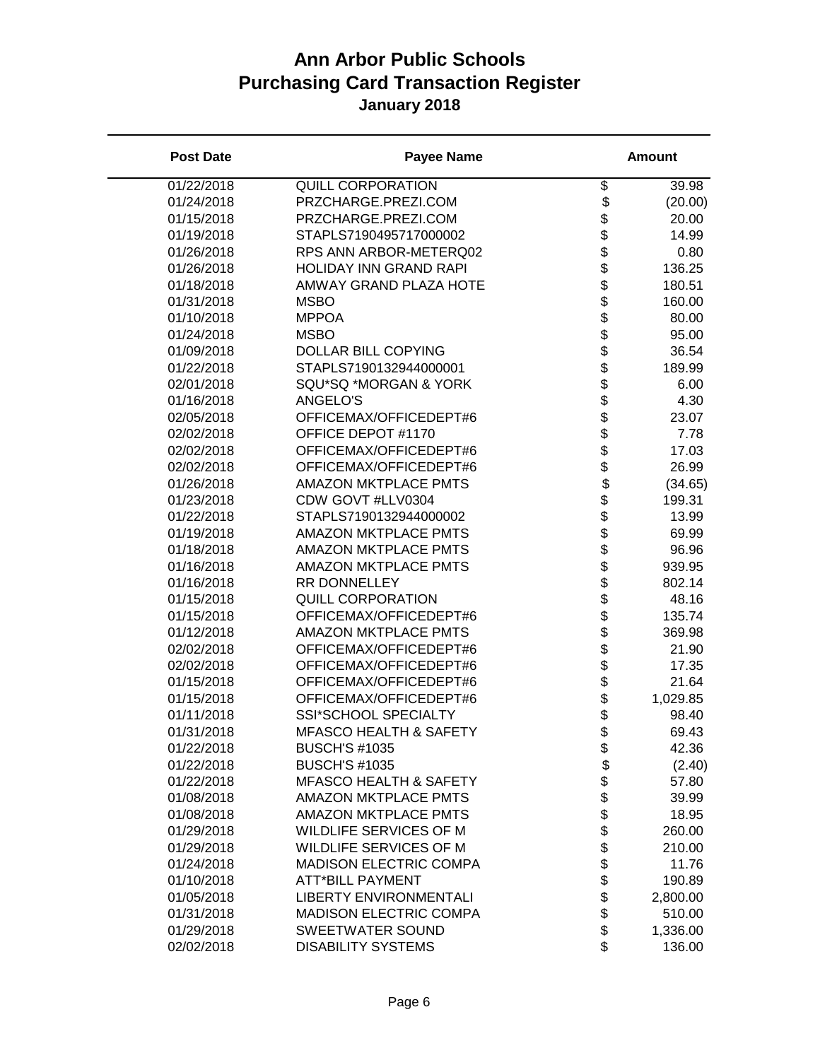# Ann Arbor Public Schools
## Purchasing Card Transaction Register
### January 2018

| Post Date | Payee Name | Amount |
|---|---|---|
| 01/22/2018 | QUILL CORPORATION | $ 39.98 |
| 01/24/2018 | PRZCHARGE.PREZI.COM | $ (20.00) |
| 01/15/2018 | PRZCHARGE.PREZI.COM | $ 20.00 |
| 01/19/2018 | STAPLS7190495717000002 | $ 14.99 |
| 01/26/2018 | RPS ANN ARBOR-METERQ02 | $ 0.80 |
| 01/26/2018 | HOLIDAY INN GRAND RAPI | $ 136.25 |
| 01/18/2018 | AMWAY GRAND PLAZA HOTE | $ 180.51 |
| 01/31/2018 | MSBO | $ 160.00 |
| 01/10/2018 | MPPOA | $ 80.00 |
| 01/24/2018 | MSBO | $ 95.00 |
| 01/09/2018 | DOLLAR BILL COPYING | $ 36.54 |
| 01/22/2018 | STAPLS7190132944000001 | $ 189.99 |
| 02/01/2018 | SQU*SQ *MORGAN & YORK | $ 6.00 |
| 01/16/2018 | ANGELO'S | $ 4.30 |
| 02/05/2018 | OFFICEMAX/OFFICEDEPT#6 | $ 23.07 |
| 02/02/2018 | OFFICE DEPOT #1170 | $ 7.78 |
| 02/02/2018 | OFFICEMAX/OFFICEDEPT#6 | $ 17.03 |
| 02/02/2018 | OFFICEMAX/OFFICEDEPT#6 | $ 26.99 |
| 01/26/2018 | AMAZON MKTPLACE PMTS | $ (34.65) |
| 01/23/2018 | CDW GOVT #LLV0304 | $ 199.31 |
| 01/22/2018 | STAPLS7190132944000002 | $ 13.99 |
| 01/19/2018 | AMAZON MKTPLACE PMTS | $ 69.99 |
| 01/18/2018 | AMAZON MKTPLACE PMTS | $ 96.96 |
| 01/16/2018 | AMAZON MKTPLACE PMTS | $ 939.95 |
| 01/16/2018 | RR DONNELLEY | $ 802.14 |
| 01/15/2018 | QUILL CORPORATION | $ 48.16 |
| 01/15/2018 | OFFICEMAX/OFFICEDEPT#6 | $ 135.74 |
| 01/12/2018 | AMAZON MKTPLACE PMTS | $ 369.98 |
| 02/02/2018 | OFFICEMAX/OFFICEDEPT#6 | $ 21.90 |
| 02/02/2018 | OFFICEMAX/OFFICEDEPT#6 | $ 17.35 |
| 01/15/2018 | OFFICEMAX/OFFICEDEPT#6 | $ 21.64 |
| 01/15/2018 | OFFICEMAX/OFFICEDEPT#6 | $ 1,029.85 |
| 01/11/2018 | SSI*SCHOOL SPECIALTY | $ 98.40 |
| 01/31/2018 | MFASCO HEALTH & SAFETY | $ 69.43 |
| 01/22/2018 | BUSCH'S #1035 | $ 42.36 |
| 01/22/2018 | BUSCH'S #1035 | $ (2.40) |
| 01/22/2018 | MFASCO HEALTH & SAFETY | $ 57.80 |
| 01/08/2018 | AMAZON MKTPLACE PMTS | $ 39.99 |
| 01/08/2018 | AMAZON MKTPLACE PMTS | $ 18.95 |
| 01/29/2018 | WILDLIFE SERVICES OF M | $ 260.00 |
| 01/29/2018 | WILDLIFE SERVICES OF M | $ 210.00 |
| 01/24/2018 | MADISON ELECTRIC COMPA | $ 11.76 |
| 01/10/2018 | ATT*BILL PAYMENT | $ 190.89 |
| 01/05/2018 | LIBERTY ENVIRONMENTALI | $ 2,800.00 |
| 01/31/2018 | MADISON ELECTRIC COMPA | $ 510.00 |
| 01/29/2018 | SWEETWATER SOUND | $ 1,336.00 |
| 02/02/2018 | DISABILITY SYSTEMS | $ 136.00 |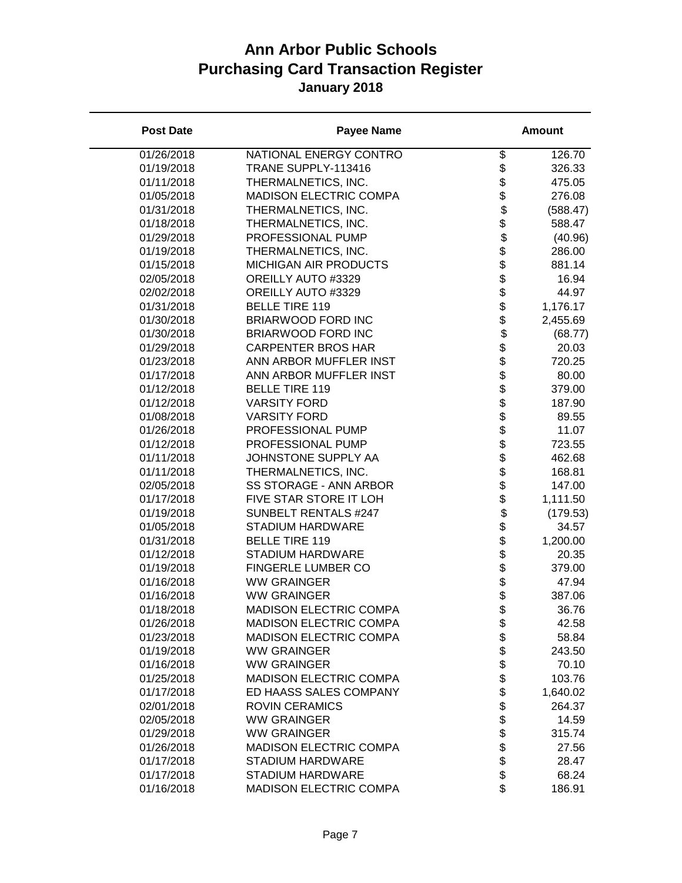# Ann Arbor Public Schools
# Purchasing Card Transaction Register
### January 2018

| Post Date | Payee Name | Amount |
|---|---|---|
| 01/26/2018 | NATIONAL ENERGY CONTRO | $ 126.70 |
| 01/19/2018 | TRANE SUPPLY-113416 | $ 326.33 |
| 01/11/2018 | THERMALNETICS, INC. | $ 475.05 |
| 01/05/2018 | MADISON ELECTRIC COMPA | $ 276.08 |
| 01/31/2018 | THERMALNETICS, INC. | $ (588.47) |
| 01/18/2018 | THERMALNETICS, INC. | $ 588.47 |
| 01/29/2018 | PROFESSIONAL PUMP | $ (40.96) |
| 01/19/2018 | THERMALNETICS, INC. | $ 286.00 |
| 01/15/2018 | MICHIGAN AIR PRODUCTS | $ 881.14 |
| 02/05/2018 | OREILLY AUTO #3329 | $ 16.94 |
| 02/02/2018 | OREILLY AUTO #3329 | $ 44.97 |
| 01/31/2018 | BELLE TIRE 119 | $ 1,176.17 |
| 01/30/2018 | BRIARWOOD FORD INC | $ 2,455.69 |
| 01/30/2018 | BRIARWOOD FORD INC | $ (68.77) |
| 01/29/2018 | CARPENTER BROS HAR | $ 20.03 |
| 01/23/2018 | ANN ARBOR MUFFLER INST | $ 720.25 |
| 01/17/2018 | ANN ARBOR MUFFLER INST | $ 80.00 |
| 01/12/2018 | BELLE TIRE 119 | $ 379.00 |
| 01/12/2018 | VARSITY FORD | $ 187.90 |
| 01/08/2018 | VARSITY FORD | $ 89.55 |
| 01/26/2018 | PROFESSIONAL PUMP | $ 11.07 |
| 01/12/2018 | PROFESSIONAL PUMP | $ 723.55 |
| 01/11/2018 | JOHNSTONE SUPPLY AA | $ 462.68 |
| 01/11/2018 | THERMALNETICS, INC. | $ 168.81 |
| 02/05/2018 | SS STORAGE - ANN ARBOR | $ 147.00 |
| 01/17/2018 | FIVE STAR STORE IT LOH | $ 1,111.50 |
| 01/19/2018 | SUNBELT RENTALS #247 | $ (179.53) |
| 01/05/2018 | STADIUM HARDWARE | $ 34.57 |
| 01/31/2018 | BELLE TIRE 119 | $ 1,200.00 |
| 01/12/2018 | STADIUM HARDWARE | $ 20.35 |
| 01/19/2018 | FINGERLE LUMBER CO | $ 379.00 |
| 01/16/2018 | WW GRAINGER | $ 47.94 |
| 01/16/2018 | WW GRAINGER | $ 387.06 |
| 01/18/2018 | MADISON ELECTRIC COMPA | $ 36.76 |
| 01/26/2018 | MADISON ELECTRIC COMPA | $ 42.58 |
| 01/23/2018 | MADISON ELECTRIC COMPA | $ 58.84 |
| 01/19/2018 | WW GRAINGER | $ 243.50 |
| 01/16/2018 | WW GRAINGER | $ 70.10 |
| 01/25/2018 | MADISON ELECTRIC COMPA | $ 103.76 |
| 01/17/2018 | ED HAASS SALES COMPANY | $ 1,640.02 |
| 02/01/2018 | ROVIN CERAMICS | $ 264.37 |
| 02/05/2018 | WW GRAINGER | $ 14.59 |
| 01/29/2018 | WW GRAINGER | $ 315.74 |
| 01/26/2018 | MADISON ELECTRIC COMPA | $ 27.56 |
| 01/17/2018 | STADIUM HARDWARE | $ 28.47 |
| 01/17/2018 | STADIUM HARDWARE | $ 68.24 |
| 01/16/2018 | MADISON ELECTRIC COMPA | $ 186.91 |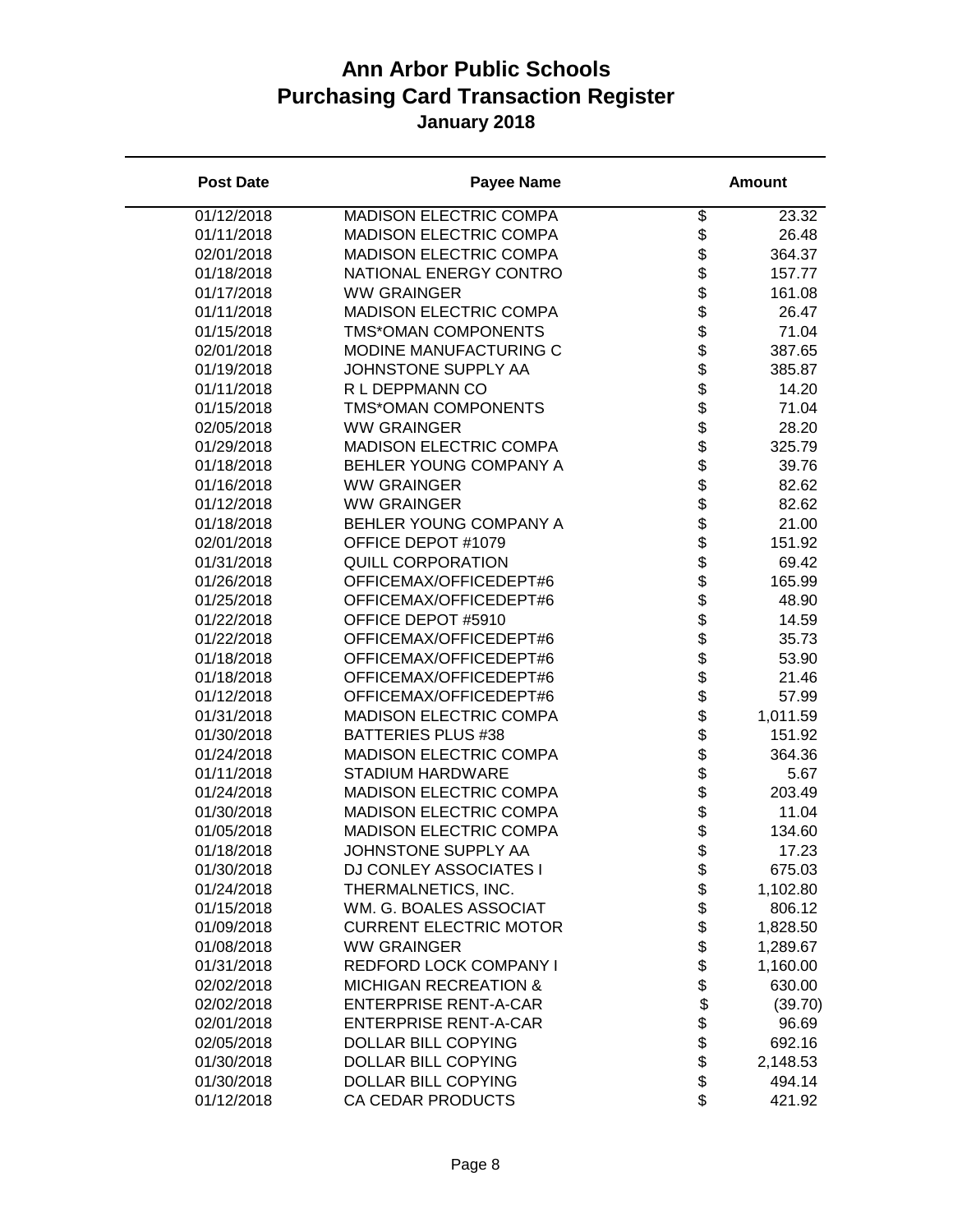# Ann Arbor Public Schools
# Purchasing Card Transaction Register
### January 2018

| Post Date | Payee Name | Amount |
|---|---|---|
| 01/12/2018 | MADISON ELECTRIC COMPA | $ 23.32 |
| 01/11/2018 | MADISON ELECTRIC COMPA | $ 26.48 |
| 02/01/2018 | MADISON ELECTRIC COMPA | $ 364.37 |
| 01/18/2018 | NATIONAL ENERGY CONTRO | $ 157.77 |
| 01/17/2018 | WW GRAINGER | $ 161.08 |
| 01/11/2018 | MADISON ELECTRIC COMPA | $ 26.47 |
| 01/15/2018 | TMS*OMAN COMPONENTS | $ 71.04 |
| 02/01/2018 | MODINE MANUFACTURING C | $ 387.65 |
| 01/19/2018 | JOHNSTONE SUPPLY AA | $ 385.87 |
| 01/11/2018 | R L DEPPMANN CO | $ 14.20 |
| 01/15/2018 | TMS*OMAN COMPONENTS | $ 71.04 |
| 02/05/2018 | WW GRAINGER | $ 28.20 |
| 01/29/2018 | MADISON ELECTRIC COMPA | $ 325.79 |
| 01/18/2018 | BEHLER YOUNG COMPANY A | $ 39.76 |
| 01/16/2018 | WW GRAINGER | $ 82.62 |
| 01/12/2018 | WW GRAINGER | $ 82.62 |
| 01/18/2018 | BEHLER YOUNG COMPANY A | $ 21.00 |
| 02/01/2018 | OFFICE DEPOT #1079 | $ 151.92 |
| 01/31/2018 | QUILL CORPORATION | $ 69.42 |
| 01/26/2018 | OFFICEMAX/OFFICEDEPT#6 | $ 165.99 |
| 01/25/2018 | OFFICEMAX/OFFICEDEPT#6 | $ 48.90 |
| 01/22/2018 | OFFICE DEPOT #5910 | $ 14.59 |
| 01/22/2018 | OFFICEMAX/OFFICEDEPT#6 | $ 35.73 |
| 01/18/2018 | OFFICEMAX/OFFICEDEPT#6 | $ 53.90 |
| 01/18/2018 | OFFICEMAX/OFFICEDEPT#6 | $ 21.46 |
| 01/12/2018 | OFFICEMAX/OFFICEDEPT#6 | $ 57.99 |
| 01/31/2018 | MADISON ELECTRIC COMPA | $ 1,011.59 |
| 01/30/2018 | BATTERIES PLUS #38 | $ 151.92 |
| 01/24/2018 | MADISON ELECTRIC COMPA | $ 364.36 |
| 01/11/2018 | STADIUM HARDWARE | $ 5.67 |
| 01/24/2018 | MADISON ELECTRIC COMPA | $ 203.49 |
| 01/30/2018 | MADISON ELECTRIC COMPA | $ 11.04 |
| 01/05/2018 | MADISON ELECTRIC COMPA | $ 134.60 |
| 01/18/2018 | JOHNSTONE SUPPLY AA | $ 17.23 |
| 01/30/2018 | DJ CONLEY ASSOCIATES I | $ 675.03 |
| 01/24/2018 | THERMALNETICS, INC. | $ 1,102.80 |
| 01/15/2018 | WM. G. BOALES ASSOCIAT | $ 806.12 |
| 01/09/2018 | CURRENT ELECTRIC MOTOR | $ 1,828.50 |
| 01/08/2018 | WW GRAINGER | $ 1,289.67 |
| 01/31/2018 | REDFORD LOCK COMPANY I | $ 1,160.00 |
| 02/02/2018 | MICHIGAN RECREATION & | $ 630.00 |
| 02/02/2018 | ENTERPRISE RENT-A-CAR | $ (39.70) |
| 02/01/2018 | ENTERPRISE RENT-A-CAR | $ 96.69 |
| 02/05/2018 | DOLLAR BILL COPYING | $ 692.16 |
| 01/30/2018 | DOLLAR BILL COPYING | $ 2,148.53 |
| 01/30/2018 | DOLLAR BILL COPYING | $ 494.14 |
| 01/12/2018 | CA CEDAR PRODUCTS | $ 421.92 |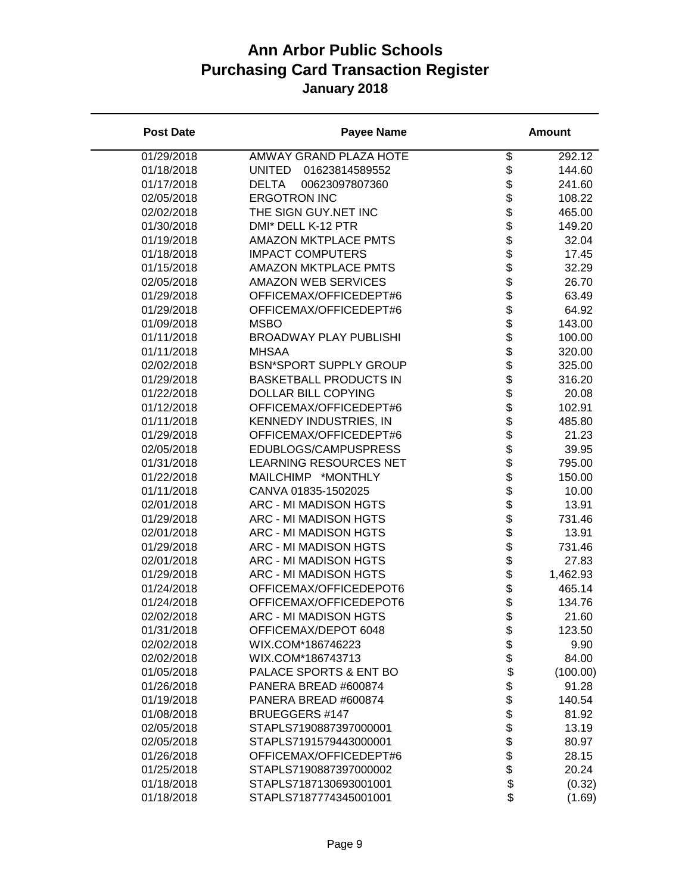# Ann Arbor Public Schools
# Purchasing Card Transaction Register
## January 2018

| Post Date | Payee Name | Amount |
|---|---|---|
| 01/29/2018 | AMWAY GRAND PLAZA HOTE | $ 292.12 |
| 01/18/2018 | UNITED 01623814589552 | $ 144.60 |
| 01/17/2018 | DELTA 00623097807360 | $ 241.60 |
| 02/05/2018 | ERGOTRON INC | $ 108.22 |
| 02/02/2018 | THE SIGN GUY.NET INC | $ 465.00 |
| 01/30/2018 | DMI* DELL K-12 PTR | $ 149.20 |
| 01/19/2018 | AMAZON MKTPLACE PMTS | $ 32.04 |
| 01/18/2018 | IMPACT COMPUTERS | $ 17.45 |
| 01/15/2018 | AMAZON MKTPLACE PMTS | $ 32.29 |
| 02/05/2018 | AMAZON WEB SERVICES | $ 26.70 |
| 01/29/2018 | OFFICEMAX/OFFICEDEPT#6 | $ 63.49 |
| 01/29/2018 | OFFICEMAX/OFFICEDEPT#6 | $ 64.92 |
| 01/09/2018 | MSBO | $ 143.00 |
| 01/11/2018 | BROADWAY PLAY PUBLISHI | $ 100.00 |
| 01/11/2018 | MHSAA | $ 320.00 |
| 02/02/2018 | BSN*SPORT SUPPLY GROUP | $ 325.00 |
| 01/29/2018 | BASKETBALL PRODUCTS IN | $ 316.20 |
| 01/22/2018 | DOLLAR BILL COPYING | $ 20.08 |
| 01/12/2018 | OFFICEMAX/OFFICEDEPT#6 | $ 102.91 |
| 01/11/2018 | KENNEDY INDUSTRIES, IN | $ 485.80 |
| 01/29/2018 | OFFICEMAX/OFFICEDEPT#6 | $ 21.23 |
| 02/05/2018 | EDUBLOGS/CAMPUSPRESS | $ 39.95 |
| 01/31/2018 | LEARNING RESOURCES NET | $ 795.00 |
| 01/22/2018 | MAILCHIMP *MONTHLY | $ 150.00 |
| 01/11/2018 | CANVA 01835-1502025 | $ 10.00 |
| 02/01/2018 | ARC - MI MADISON HGTS | $ 13.91 |
| 01/29/2018 | ARC - MI MADISON HGTS | $ 731.46 |
| 02/01/2018 | ARC - MI MADISON HGTS | $ 13.91 |
| 01/29/2018 | ARC - MI MADISON HGTS | $ 731.46 |
| 02/01/2018 | ARC - MI MADISON HGTS | $ 27.83 |
| 01/29/2018 | ARC - MI MADISON HGTS | $ 1,462.93 |
| 01/24/2018 | OFFICEMAX/OFFICEDEPOT6 | $ 465.14 |
| 01/24/2018 | OFFICEMAX/OFFICEDEPOT6 | $ 134.76 |
| 02/02/2018 | ARC - MI MADISON HGTS | $ 21.60 |
| 01/31/2018 | OFFICEMAX/DEPOT 6048 | $ 123.50 |
| 02/02/2018 | WIX.COM*186746223 | $ 9.90 |
| 02/02/2018 | WIX.COM*186743713 | $ 84.00 |
| 01/05/2018 | PALACE SPORTS & ENT BO | $ (100.00) |
| 01/26/2018 | PANERA BREAD #600874 | $ 91.28 |
| 01/19/2018 | PANERA BREAD #600874 | $ 140.54 |
| 01/08/2018 | BRUEGGERS #147 | $ 81.92 |
| 02/05/2018 | STAPLS7190887397000001 | $ 13.19 |
| 02/05/2018 | STAPLS7191579443000001 | $ 80.97 |
| 01/26/2018 | OFFICEMAX/OFFICEDEPT#6 | $ 28.15 |
| 01/25/2018 | STAPLS7190887397000002 | $ 20.24 |
| 01/18/2018 | STAPLS7187130693001001 | $ (0.32) |
| 01/18/2018 | STAPLS7187774345001001 | $ (1.69) |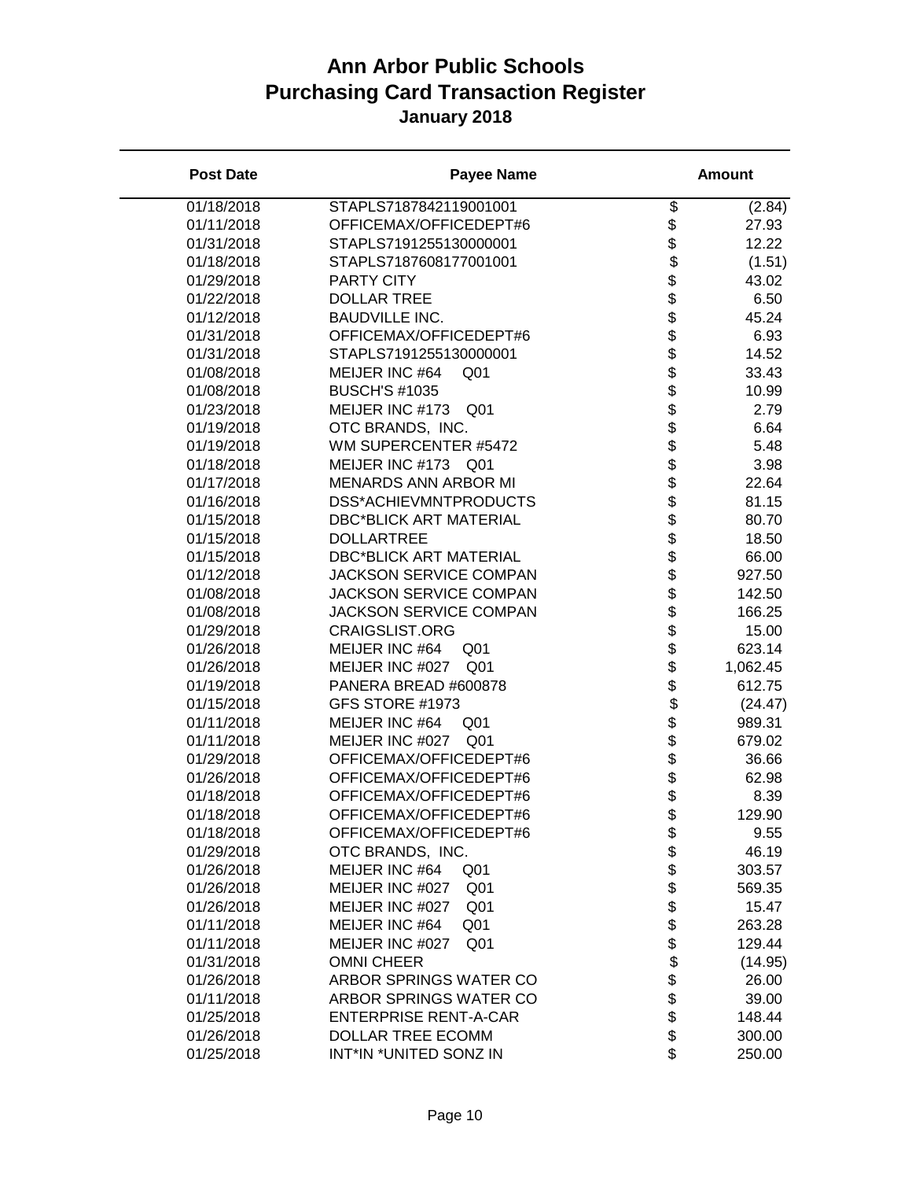# Ann Arbor Public Schools
## Purchasing Card Transaction Register
### January 2018

| Post Date | Payee Name | Amount |
|---|---|---|
| 01/18/2018 | STAPLS7187842119001001 | $ (2.84) |
| 01/11/2018 | OFFICEMAX/OFFICEDEPT#6 | $ 27.93 |
| 01/31/2018 | STAPLS7191255130000001 | $ 12.22 |
| 01/18/2018 | STAPLS7187608177001001 | $ (1.51) |
| 01/29/2018 | PARTY CITY | $ 43.02 |
| 01/22/2018 | DOLLAR TREE | $ 6.50 |
| 01/12/2018 | BAUDVILLE INC. | $ 45.24 |
| 01/31/2018 | OFFICEMAX/OFFICEDEPT#6 | $ 6.93 |
| 01/31/2018 | STAPLS7191255130000001 | $ 14.52 |
| 01/08/2018 | MEIJER INC #64 Q01 | $ 33.43 |
| 01/08/2018 | BUSCH'S #1035 | $ 10.99 |
| 01/23/2018 | MEIJER INC #173 Q01 | $ 2.79 |
| 01/19/2018 | OTC BRANDS, INC. | $ 6.64 |
| 01/19/2018 | WM SUPERCENTER #5472 | $ 5.48 |
| 01/18/2018 | MEIJER INC #173 Q01 | $ 3.98 |
| 01/17/2018 | MENARDS ANN ARBOR MI | $ 22.64 |
| 01/16/2018 | DSS*ACHIEVMNTPRODUCTS | $ 81.15 |
| 01/15/2018 | DBC*BLICK ART MATERIAL | $ 80.70 |
| 01/15/2018 | DOLLARTREE | $ 18.50 |
| 01/15/2018 | DBC*BLICK ART MATERIAL | $ 66.00 |
| 01/12/2018 | JACKSON SERVICE COMPAN | $ 927.50 |
| 01/08/2018 | JACKSON SERVICE COMPAN | $ 142.50 |
| 01/08/2018 | JACKSON SERVICE COMPAN | $ 166.25 |
| 01/29/2018 | CRAIGSLIST.ORG | $ 15.00 |
| 01/26/2018 | MEIJER INC #64 Q01 | $ 623.14 |
| 01/26/2018 | MEIJER INC #027 Q01 | $ 1,062.45 |
| 01/19/2018 | PANERA BREAD #600878 | $ 612.75 |
| 01/15/2018 | GFS STORE #1973 | $ (24.47) |
| 01/11/2018 | MEIJER INC #64 Q01 | $ 989.31 |
| 01/11/2018 | MEIJER INC #027 Q01 | $ 679.02 |
| 01/29/2018 | OFFICEMAX/OFFICEDEPT#6 | $ 36.66 |
| 01/26/2018 | OFFICEMAX/OFFICEDEPT#6 | $ 62.98 |
| 01/18/2018 | OFFICEMAX/OFFICEDEPT#6 | $ 8.39 |
| 01/18/2018 | OFFICEMAX/OFFICEDEPT#6 | $ 129.90 |
| 01/18/2018 | OFFICEMAX/OFFICEDEPT#6 | $ 9.55 |
| 01/29/2018 | OTC BRANDS, INC. | $ 46.19 |
| 01/26/2018 | MEIJER INC #64 Q01 | $ 303.57 |
| 01/26/2018 | MEIJER INC #027 Q01 | $ 569.35 |
| 01/26/2018 | MEIJER INC #027 Q01 | $ 15.47 |
| 01/11/2018 | MEIJER INC #64 Q01 | $ 263.28 |
| 01/11/2018 | MEIJER INC #027 Q01 | $ 129.44 |
| 01/31/2018 | OMNI CHEER | $ (14.95) |
| 01/26/2018 | ARBOR SPRINGS WATER CO | $ 26.00 |
| 01/11/2018 | ARBOR SPRINGS WATER CO | $ 39.00 |
| 01/25/2018 | ENTERPRISE RENT-A-CAR | $ 148.44 |
| 01/26/2018 | DOLLAR TREE ECOMM | $ 300.00 |
| 01/25/2018 | INT*IN *UNITED SONZ IN | $ 250.00 |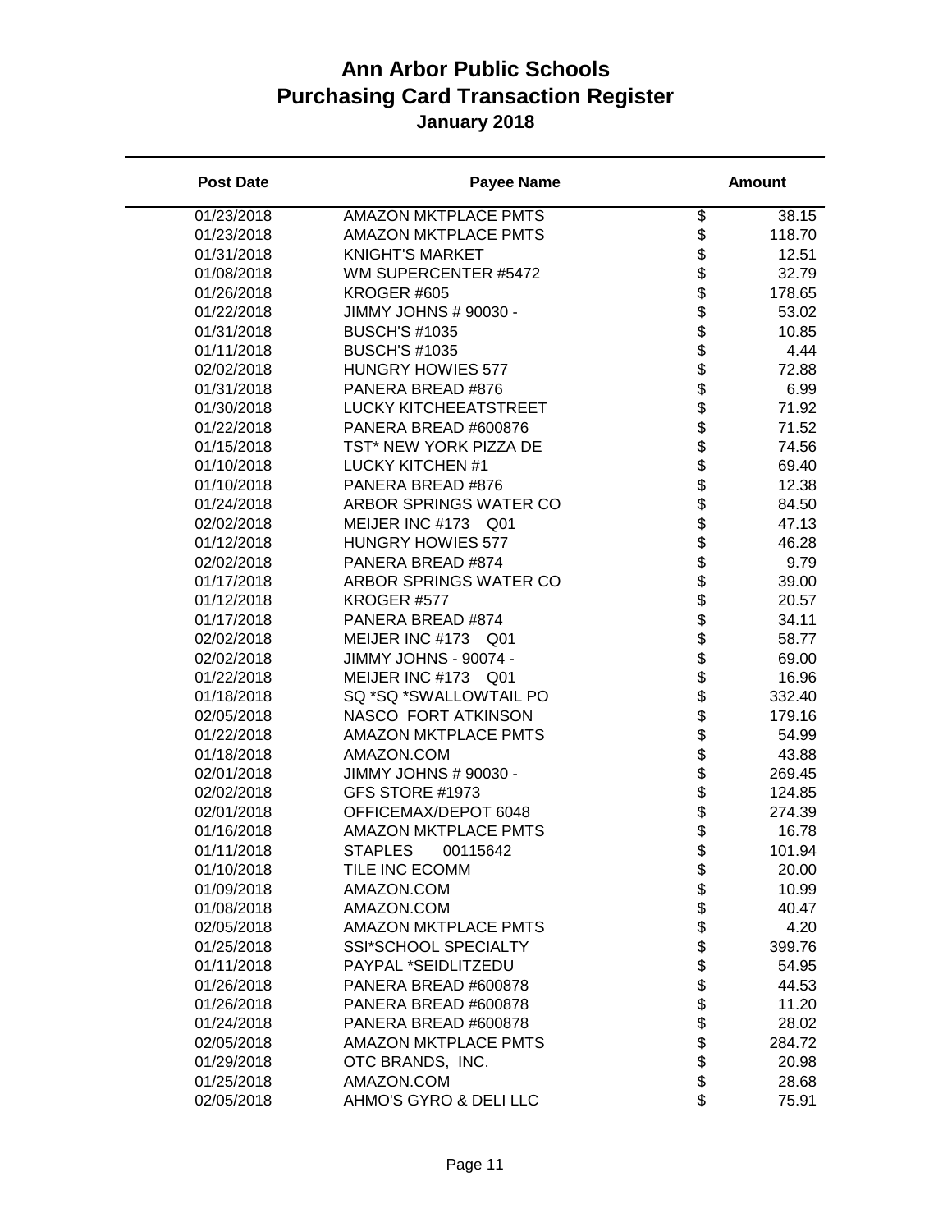# Ann Arbor Public Schools
## Purchasing Card Transaction Register
### January 2018

| Post Date | Payee Name | Amount |
|---|---|---|
| 01/23/2018 | AMAZON MKTPLACE PMTS | $ 38.15 |
| 01/23/2018 | AMAZON MKTPLACE PMTS | $ 118.70 |
| 01/31/2018 | KNIGHT'S MARKET | $ 12.51 |
| 01/08/2018 | WM SUPERCENTER #5472 | $ 32.79 |
| 01/26/2018 | KROGER #605 | $ 178.65 |
| 01/22/2018 | JIMMY JOHNS # 90030 - | $ 53.02 |
| 01/31/2018 | BUSCH'S #1035 | $ 10.85 |
| 01/11/2018 | BUSCH'S #1035 | $ 4.44 |
| 02/02/2018 | HUNGRY HOWIES 577 | $ 72.88 |
| 01/31/2018 | PANERA BREAD #876 | $ 6.99 |
| 01/30/2018 | LUCKY KITCHEEATSTREET | $ 71.92 |
| 01/22/2018 | PANERA BREAD #600876 | $ 71.52 |
| 01/15/2018 | TST* NEW YORK PIZZA DE | $ 74.56 |
| 01/10/2018 | LUCKY KITCHEN #1 | $ 69.40 |
| 01/10/2018 | PANERA BREAD #876 | $ 12.38 |
| 01/24/2018 | ARBOR SPRINGS WATER CO | $ 84.50 |
| 02/02/2018 | MEIJER INC #173 Q01 | $ 47.13 |
| 01/12/2018 | HUNGRY HOWIES 577 | $ 46.28 |
| 02/02/2018 | PANERA BREAD #874 | $ 9.79 |
| 01/17/2018 | ARBOR SPRINGS WATER CO | $ 39.00 |
| 01/12/2018 | KROGER #577 | $ 20.57 |
| 01/17/2018 | PANERA BREAD #874 | $ 34.11 |
| 02/02/2018 | MEIJER INC #173 Q01 | $ 58.77 |
| 02/02/2018 | JIMMY JOHNS - 90074 - | $ 69.00 |
| 01/22/2018 | MEIJER INC #173 Q01 | $ 16.96 |
| 01/18/2018 | SQ *SQ *SWALLOWTAIL PO | $ 332.40 |
| 02/05/2018 | NASCO FORT ATKINSON | $ 179.16 |
| 01/22/2018 | AMAZON MKTPLACE PMTS | $ 54.99 |
| 01/18/2018 | AMAZON.COM | $ 43.88 |
| 02/01/2018 | JIMMY JOHNS # 90030 - | $ 269.45 |
| 02/02/2018 | GFS STORE #1973 | $ 124.85 |
| 02/01/2018 | OFFICEMAX/DEPOT 6048 | $ 274.39 |
| 01/16/2018 | AMAZON MKTPLACE PMTS | $ 16.78 |
| 01/11/2018 | STAPLES 00115642 | $ 101.94 |
| 01/10/2018 | TILE INC ECOMM | $ 20.00 |
| 01/09/2018 | AMAZON.COM | $ 10.99 |
| 01/08/2018 | AMAZON.COM | $ 40.47 |
| 02/05/2018 | AMAZON MKTPLACE PMTS | $ 4.20 |
| 01/25/2018 | SSI*SCHOOL SPECIALTY | $ 399.76 |
| 01/11/2018 | PAYPAL *SEIDLITZEDU | $ 54.95 |
| 01/26/2018 | PANERA BREAD #600878 | $ 44.53 |
| 01/26/2018 | PANERA BREAD #600878 | $ 11.20 |
| 01/24/2018 | PANERA BREAD #600878 | $ 28.02 |
| 02/05/2018 | AMAZON MKTPLACE PMTS | $ 284.72 |
| 01/29/2018 | OTC BRANDS, INC. | $ 20.98 |
| 01/25/2018 | AMAZON.COM | $ 28.68 |
| 02/05/2018 | AHMO'S GYRO & DELI LLC | $ 75.91 |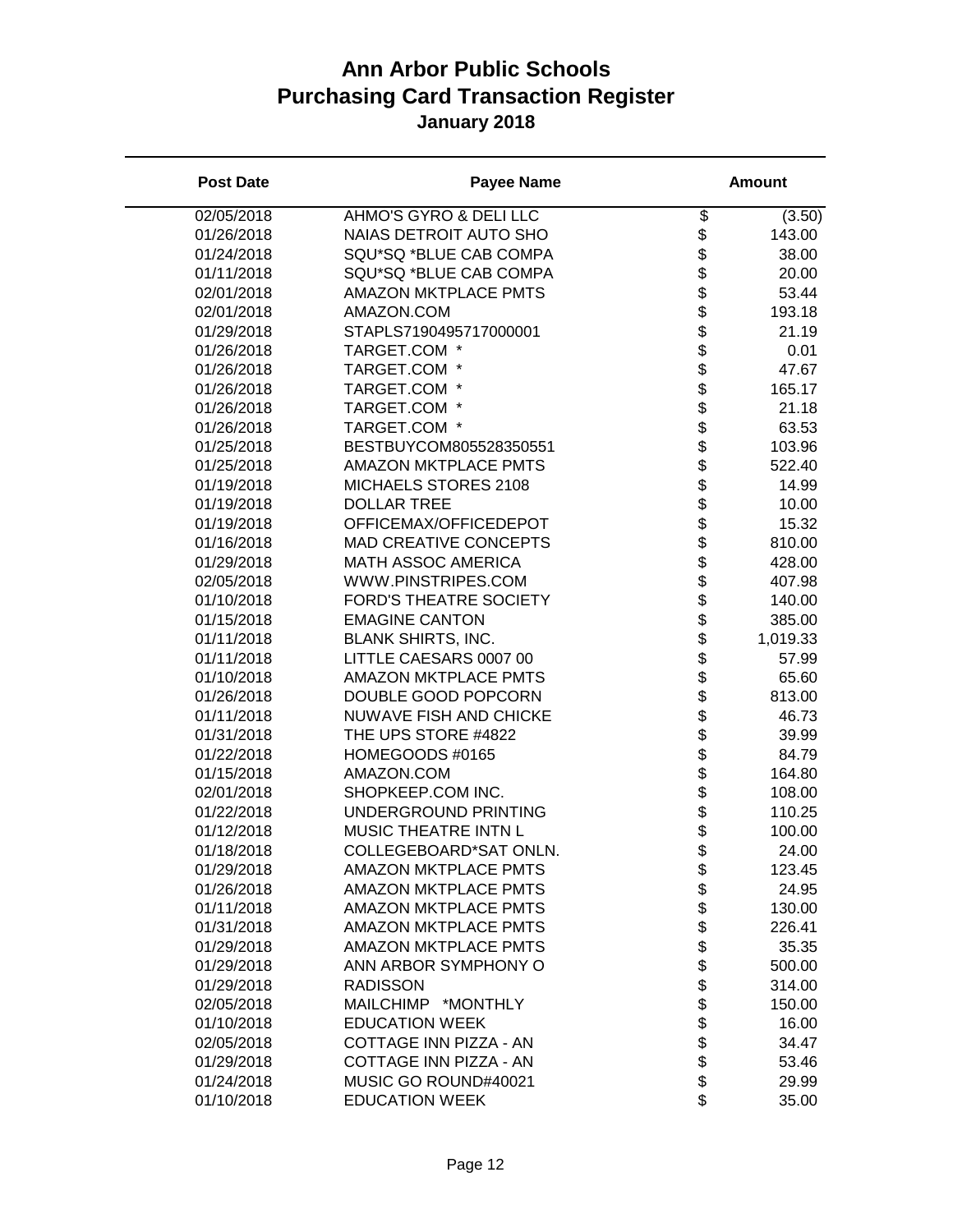# Ann Arbor Public Schools
# Purchasing Card Transaction Register
### January 2018

| Post Date | Payee Name | Amount |
|---|---|---|
| 02/05/2018 | AHMO'S GYRO & DELI LLC | $ (3.50) |
| 01/26/2018 | NAIAS DETROIT AUTO SHO | $ 143.00 |
| 01/24/2018 | SQU*SQ *BLUE CAB COMPA | $ 38.00 |
| 01/11/2018 | SQU*SQ *BLUE CAB COMPA | $ 20.00 |
| 02/01/2018 | AMAZON MKTPLACE PMTS | $ 53.44 |
| 02/01/2018 | AMAZON.COM | $ 193.18 |
| 01/29/2018 | STAPLS7190495717000001 | $ 21.19 |
| 01/26/2018 | TARGET.COM * | $ 0.01 |
| 01/26/2018 | TARGET.COM * | $ 47.67 |
| 01/26/2018 | TARGET.COM * | $ 165.17 |
| 01/26/2018 | TARGET.COM * | $ 21.18 |
| 01/26/2018 | TARGET.COM * | $ 63.53 |
| 01/25/2018 | BESTBUYCOM805528350551 | $ 103.96 |
| 01/25/2018 | AMAZON MKTPLACE PMTS | $ 522.40 |
| 01/19/2018 | MICHAELS STORES 2108 | $ 14.99 |
| 01/19/2018 | DOLLAR TREE | $ 10.00 |
| 01/19/2018 | OFFICEMAX/OFFICEDEPOT | $ 15.32 |
| 01/16/2018 | MAD CREATIVE CONCEPTS | $ 810.00 |
| 01/29/2018 | MATH ASSOC AMERICA | $ 428.00 |
| 02/05/2018 | WWW.PINSTRIPES.COM | $ 407.98 |
| 01/10/2018 | FORD'S THEATRE SOCIETY | $ 140.00 |
| 01/15/2018 | EMAGINE CANTON | $ 385.00 |
| 01/11/2018 | BLANK SHIRTS, INC. | $ 1,019.33 |
| 01/11/2018 | LITTLE CAESARS 0007 00 | $ 57.99 |
| 01/10/2018 | AMAZON MKTPLACE PMTS | $ 65.60 |
| 01/26/2018 | DOUBLE GOOD POPCORN | $ 813.00 |
| 01/11/2018 | NUWAVE FISH AND CHICKE | $ 46.73 |
| 01/31/2018 | THE UPS STORE #4822 | $ 39.99 |
| 01/22/2018 | HOMEGOODS #0165 | $ 84.79 |
| 01/15/2018 | AMAZON.COM | $ 164.80 |
| 02/01/2018 | SHOPKEEP.COM INC. | $ 108.00 |
| 01/22/2018 | UNDERGROUND PRINTING | $ 110.25 |
| 01/12/2018 | MUSIC THEATRE INTN L | $ 100.00 |
| 01/18/2018 | COLLEGEBOARD*SAT ONLN. | $ 24.00 |
| 01/29/2018 | AMAZON MKTPLACE PMTS | $ 123.45 |
| 01/26/2018 | AMAZON MKTPLACE PMTS | $ 24.95 |
| 01/11/2018 | AMAZON MKTPLACE PMTS | $ 130.00 |
| 01/31/2018 | AMAZON MKTPLACE PMTS | $ 226.41 |
| 01/29/2018 | AMAZON MKTPLACE PMTS | $ 35.35 |
| 01/29/2018 | ANN ARBOR SYMPHONY O | $ 500.00 |
| 01/29/2018 | RADISSON | $ 314.00 |
| 02/05/2018 | MAILCHIMP *MONTHLY | $ 150.00 |
| 01/10/2018 | EDUCATION WEEK | $ 16.00 |
| 02/05/2018 | COTTAGE INN PIZZA - AN | $ 34.47 |
| 01/29/2018 | COTTAGE INN PIZZA - AN | $ 53.46 |
| 01/24/2018 | MUSIC GO ROUND#40021 | $ 29.99 |
| 01/10/2018 | EDUCATION WEEK | $ 35.00 |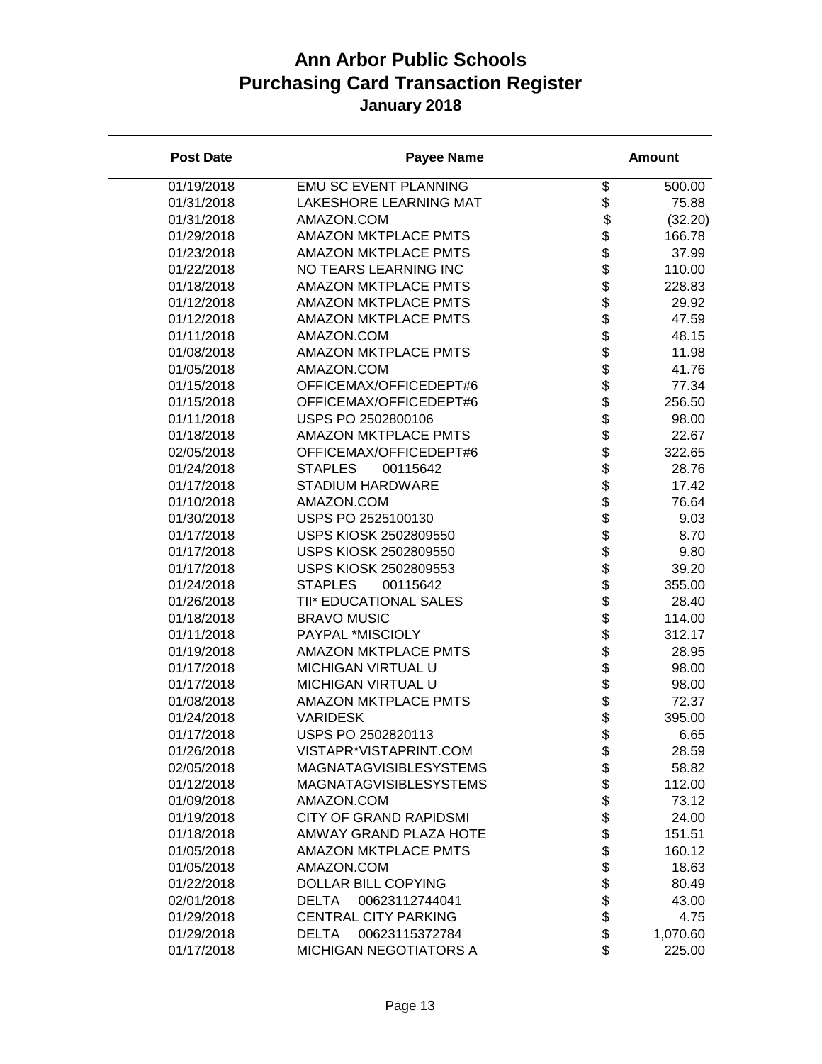# Ann Arbor Public Schools
# Purchasing Card Transaction Register
### January 2018

| Post Date | Payee Name | Amount |
|---|---|---|
| 01/19/2018 | EMU SC EVENT PLANNING | $ 500.00 |
| 01/31/2018 | LAKESHORE LEARNING MAT | $ 75.88 |
| 01/31/2018 | AMAZON.COM | $ (32.20) |
| 01/29/2018 | AMAZON MKTPLACE PMTS | $ 166.78 |
| 01/23/2018 | AMAZON MKTPLACE PMTS | $ 37.99 |
| 01/22/2018 | NO TEARS LEARNING INC | $ 110.00 |
| 01/18/2018 | AMAZON MKTPLACE PMTS | $ 228.83 |
| 01/12/2018 | AMAZON MKTPLACE PMTS | $ 29.92 |
| 01/12/2018 | AMAZON MKTPLACE PMTS | $ 47.59 |
| 01/11/2018 | AMAZON.COM | $ 48.15 |
| 01/08/2018 | AMAZON MKTPLACE PMTS | $ 11.98 |
| 01/05/2018 | AMAZON.COM | $ 41.76 |
| 01/15/2018 | OFFICEMAX/OFFICEDEPT#6 | $ 77.34 |
| 01/15/2018 | OFFICEMAX/OFFICEDEPT#6 | $ 256.50 |
| 01/11/2018 | USPS PO 2502800106 | $ 98.00 |
| 01/18/2018 | AMAZON MKTPLACE PMTS | $ 22.67 |
| 02/05/2018 | OFFICEMAX/OFFICEDEPT#6 | $ 322.65 |
| 01/24/2018 | STAPLES 00115642 | $ 28.76 |
| 01/17/2018 | STADIUM HARDWARE | $ 17.42 |
| 01/10/2018 | AMAZON.COM | $ 76.64 |
| 01/30/2018 | USPS PO 2525100130 | $ 9.03 |
| 01/17/2018 | USPS KIOSK 2502809550 | $ 8.70 |
| 01/17/2018 | USPS KIOSK 2502809550 | $ 9.80 |
| 01/17/2018 | USPS KIOSK 2502809553 | $ 39.20 |
| 01/24/2018 | STAPLES 00115642 | $ 355.00 |
| 01/26/2018 | TII* EDUCATIONAL SALES | $ 28.40 |
| 01/18/2018 | BRAVO MUSIC | $ 114.00 |
| 01/11/2018 | PAYPAL *MISCIOLY | $ 312.17 |
| 01/19/2018 | AMAZON MKTPLACE PMTS | $ 28.95 |
| 01/17/2018 | MICHIGAN VIRTUAL U | $ 98.00 |
| 01/17/2018 | MICHIGAN VIRTUAL U | $ 98.00 |
| 01/08/2018 | AMAZON MKTPLACE PMTS | $ 72.37 |
| 01/24/2018 | VARIDESK | $ 395.00 |
| 01/17/2018 | USPS PO 2502820113 | $ 6.65 |
| 01/26/2018 | VISTAPR*VISTAPRINT.COM | $ 28.59 |
| 02/05/2018 | MAGNATAGVISIBLESYSTEMS | $ 58.82 |
| 01/12/2018 | MAGNATAGVISIBLESYSTEMS | $ 112.00 |
| 01/09/2018 | AMAZON.COM | $ 73.12 |
| 01/19/2018 | CITY OF GRAND RAPIDSMI | $ 24.00 |
| 01/18/2018 | AMWAY GRAND PLAZA HOTE | $ 151.51 |
| 01/05/2018 | AMAZON MKTPLACE PMTS | $ 160.12 |
| 01/05/2018 | AMAZON.COM | $ 18.63 |
| 01/22/2018 | DOLLAR BILL COPYING | $ 80.49 |
| 02/01/2018 | DELTA 00623112744041 | $ 43.00 |
| 01/29/2018 | CENTRAL CITY PARKING | $ 4.75 |
| 01/29/2018 | DELTA 00623115372784 | $ 1,070.60 |
| 01/17/2018 | MICHIGAN NEGOTIATORS A | $ 225.00 |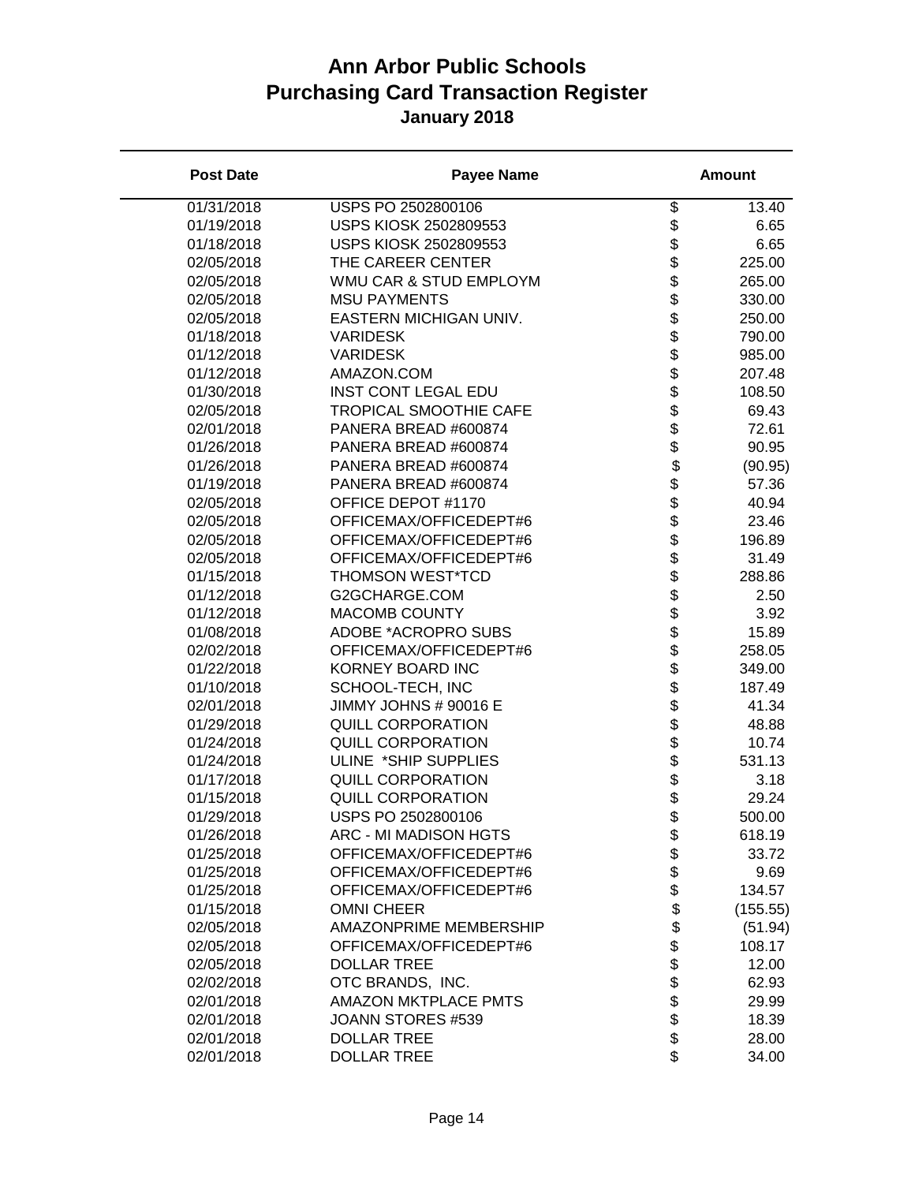# Ann Arbor Public Schools
# Purchasing Card Transaction Register
### January 2018

| Post Date | Payee Name | Amount |
|---|---|---|
| 01/31/2018 | USPS PO 2502800106 | $ 13.40 |
| 01/19/2018 | USPS KIOSK 2502809553 | $ 6.65 |
| 01/18/2018 | USPS KIOSK 2502809553 | $ 6.65 |
| 02/05/2018 | THE CAREER CENTER | $ 225.00 |
| 02/05/2018 | WMU CAR & STUD EMPLOYM | $ 265.00 |
| 02/05/2018 | MSU PAYMENTS | $ 330.00 |
| 02/05/2018 | EASTERN MICHIGAN UNIV. | $ 250.00 |
| 01/18/2018 | VARIDESK | $ 790.00 |
| 01/12/2018 | VARIDESK | $ 985.00 |
| 01/12/2018 | AMAZON.COM | $ 207.48 |
| 01/30/2018 | INST CONT LEGAL EDU | $ 108.50 |
| 02/05/2018 | TROPICAL SMOOTHIE CAFE | $ 69.43 |
| 02/01/2018 | PANERA BREAD #600874 | $ 72.61 |
| 01/26/2018 | PANERA BREAD #600874 | $ 90.95 |
| 01/26/2018 | PANERA BREAD #600874 | $ (90.95) |
| 01/19/2018 | PANERA BREAD #600874 | $ 57.36 |
| 02/05/2018 | OFFICE DEPOT #1170 | $ 40.94 |
| 02/05/2018 | OFFICEMAX/OFFICEDEPT#6 | $ 23.46 |
| 02/05/2018 | OFFICEMAX/OFFICEDEPT#6 | $ 196.89 |
| 02/05/2018 | OFFICEMAX/OFFICEDEPT#6 | $ 31.49 |
| 01/15/2018 | THOMSON WEST*TCD | $ 288.86 |
| 01/12/2018 | G2GCHARGE.COM | $ 2.50 |
| 01/12/2018 | MACOMB COUNTY | $ 3.92 |
| 01/08/2018 | ADOBE *ACROPRO SUBS | $ 15.89 |
| 02/02/2018 | OFFICEMAX/OFFICEDEPT#6 | $ 258.05 |
| 01/22/2018 | KORNEY BOARD INC | $ 349.00 |
| 01/10/2018 | SCHOOL-TECH, INC | $ 187.49 |
| 02/01/2018 | JIMMY JOHNS # 90016 E | $ 41.34 |
| 01/29/2018 | QUILL CORPORATION | $ 48.88 |
| 01/24/2018 | QUILL CORPORATION | $ 10.74 |
| 01/24/2018 | ULINE *SHIP SUPPLIES | $ 531.13 |
| 01/17/2018 | QUILL CORPORATION | $ 3.18 |
| 01/15/2018 | QUILL CORPORATION | $ 29.24 |
| 01/29/2018 | USPS PO 2502800106 | $ 500.00 |
| 01/26/2018 | ARC - MI MADISON HGTS | $ 618.19 |
| 01/25/2018 | OFFICEMAX/OFFICEDEPT#6 | $ 33.72 |
| 01/25/2018 | OFFICEMAX/OFFICEDEPT#6 | $ 9.69 |
| 01/25/2018 | OFFICEMAX/OFFICEDEPT#6 | $ 134.57 |
| 01/15/2018 | OMNI CHEER | $ (155.55) |
| 02/05/2018 | AMAZONPRIME MEMBERSHIP | $ (51.94) |
| 02/05/2018 | OFFICEMAX/OFFICEDEPT#6 | $ 108.17 |
| 02/05/2018 | DOLLAR TREE | $ 12.00 |
| 02/02/2018 | OTC BRANDS, INC. | $ 62.93 |
| 02/01/2018 | AMAZON MKTPLACE PMTS | $ 29.99 |
| 02/01/2018 | JOANN STORES #539 | $ 18.39 |
| 02/01/2018 | DOLLAR TREE | $ 28.00 |
| 02/01/2018 | DOLLAR TREE | $ 34.00 |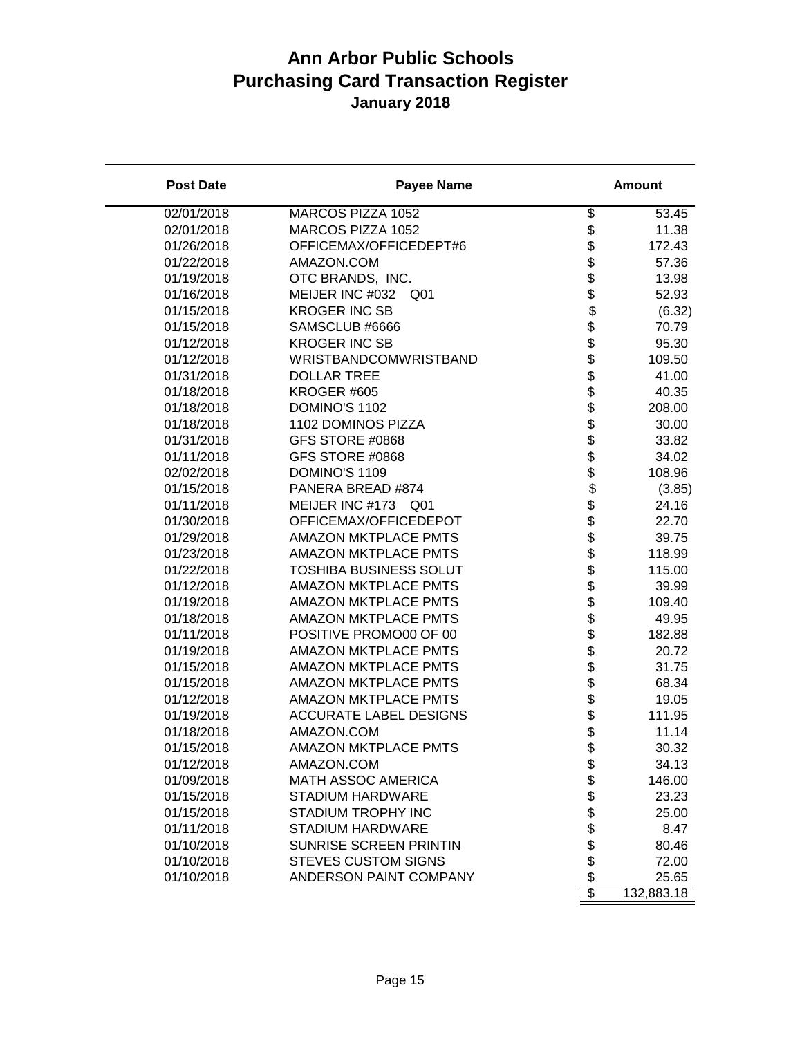# Ann Arbor Public Schools
# Purchasing Card Transaction Register
### January 2018

| Post Date | Payee Name | Amount |
|---|---|---|
| 02/01/2018 | MARCOS PIZZA 1052 | $ 53.45 |
| 02/01/2018 | MARCOS PIZZA 1052 | $ 11.38 |
| 01/26/2018 | OFFICEMAX/OFFICEDEPT#6 | $ 172.43 |
| 01/22/2018 | AMAZON.COM | $ 57.36 |
| 01/19/2018 | OTC BRANDS, INC. | $ 13.98 |
| 01/16/2018 | MEIJER INC #032 Q01 | $ 52.93 |
| 01/15/2018 | KROGER INC SB | $ (6.32) |
| 01/15/2018 | SAMSCLUB #6666 | $ 70.79 |
| 01/12/2018 | KROGER INC SB | $ 95.30 |
| 01/12/2018 | WRISTBANDCOMWRISTBAND | $ 109.50 |
| 01/31/2018 | DOLLAR TREE | $ 41.00 |
| 01/18/2018 | KROGER #605 | $ 40.35 |
| 01/18/2018 | DOMINO'S 1102 | $ 208.00 |
| 01/18/2018 | 1102 DOMINOS PIZZA | $ 30.00 |
| 01/31/2018 | GFS STORE #0868 | $ 33.82 |
| 01/11/2018 | GFS STORE #0868 | $ 34.02 |
| 02/02/2018 | DOMINO'S 1109 | $ 108.96 |
| 01/15/2018 | PANERA BREAD #874 | $ (3.85) |
| 01/11/2018 | MEIJER INC #173 Q01 | $ 24.16 |
| 01/30/2018 | OFFICEMAX/OFFICEDEPOT | $ 22.70 |
| 01/29/2018 | AMAZON MKTPLACE PMTS | $ 39.75 |
| 01/23/2018 | AMAZON MKTPLACE PMTS | $ 118.99 |
| 01/22/2018 | TOSHIBA BUSINESS SOLUT | $ 115.00 |
| 01/12/2018 | AMAZON MKTPLACE PMTS | $ 39.99 |
| 01/19/2018 | AMAZON MKTPLACE PMTS | $ 109.40 |
| 01/18/2018 | AMAZON MKTPLACE PMTS | $ 49.95 |
| 01/11/2018 | POSITIVE PROMO00 OF 00 | $ 182.88 |
| 01/19/2018 | AMAZON MKTPLACE PMTS | $ 20.72 |
| 01/15/2018 | AMAZON MKTPLACE PMTS | $ 31.75 |
| 01/15/2018 | AMAZON MKTPLACE PMTS | $ 68.34 |
| 01/12/2018 | AMAZON MKTPLACE PMTS | $ 19.05 |
| 01/19/2018 | ACCURATE LABEL DESIGNS | $ 111.95 |
| 01/18/2018 | AMAZON.COM | $ 11.14 |
| 01/15/2018 | AMAZON MKTPLACE PMTS | $ 30.32 |
| 01/12/2018 | AMAZON.COM | $ 34.13 |
| 01/09/2018 | MATH ASSOC AMERICA | $ 146.00 |
| 01/15/2018 | STADIUM HARDWARE | $ 23.23 |
| 01/15/2018 | STADIUM TROPHY INC | $ 25.00 |
| 01/11/2018 | STADIUM HARDWARE | $ 8.47 |
| 01/10/2018 | SUNRISE SCREEN PRINTIN | $ 80.46 |
| 01/10/2018 | STEVES CUSTOM SIGNS | $ 72.00 |
| 01/10/2018 | ANDERSON PAINT COMPANY | $ 25.65 |
| | | $ 132,883.18 |